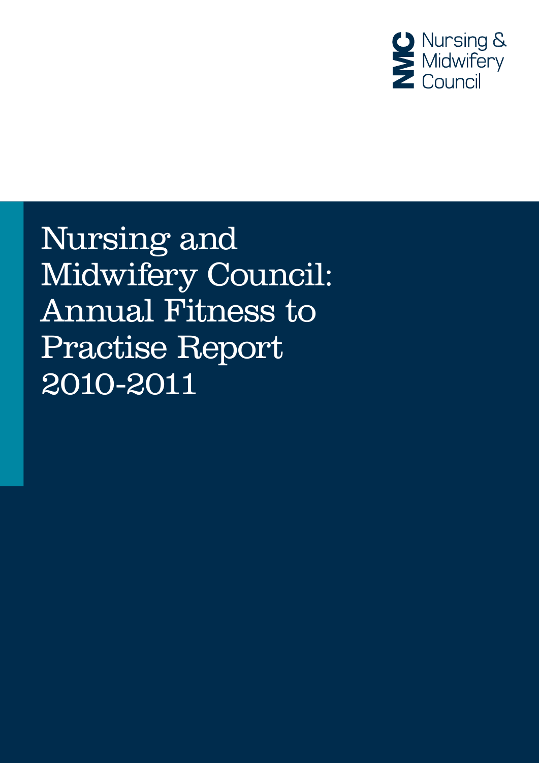Nursing & Midwifery Council

# Nursing and Midwifery Council: Annual Fitness to Practise Report 2010-2011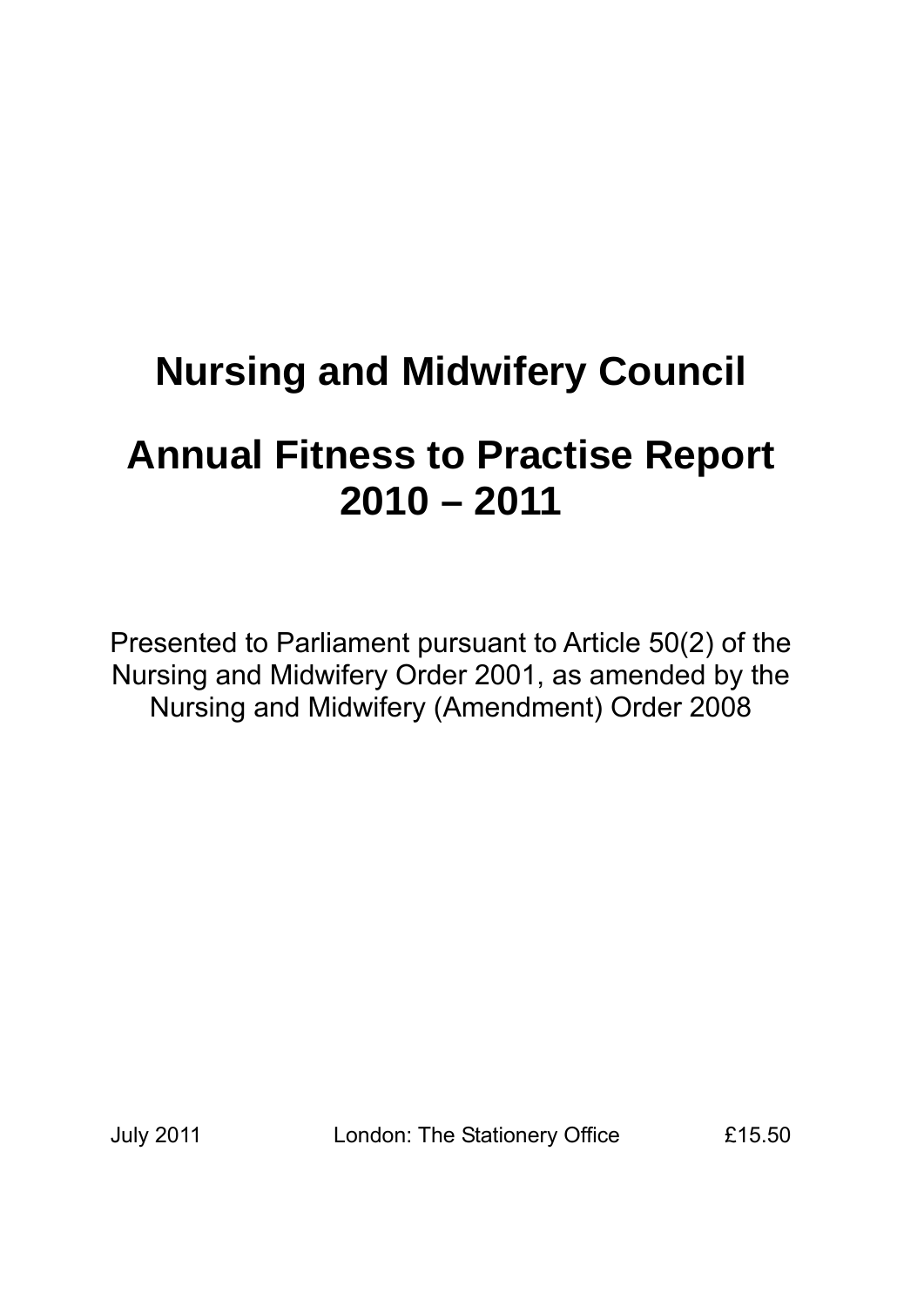# Nursing and Midwifery Council

# Annual Fitness to Practise Report 2010 – 2011

Presented to Parliament pursuant to Article 50(2) of the Nursing and Midwifery Order 2001, as amended by the Nursing and Midwifery (Amendment) Order 2008

July 2011 London: The Stationery Office £15.50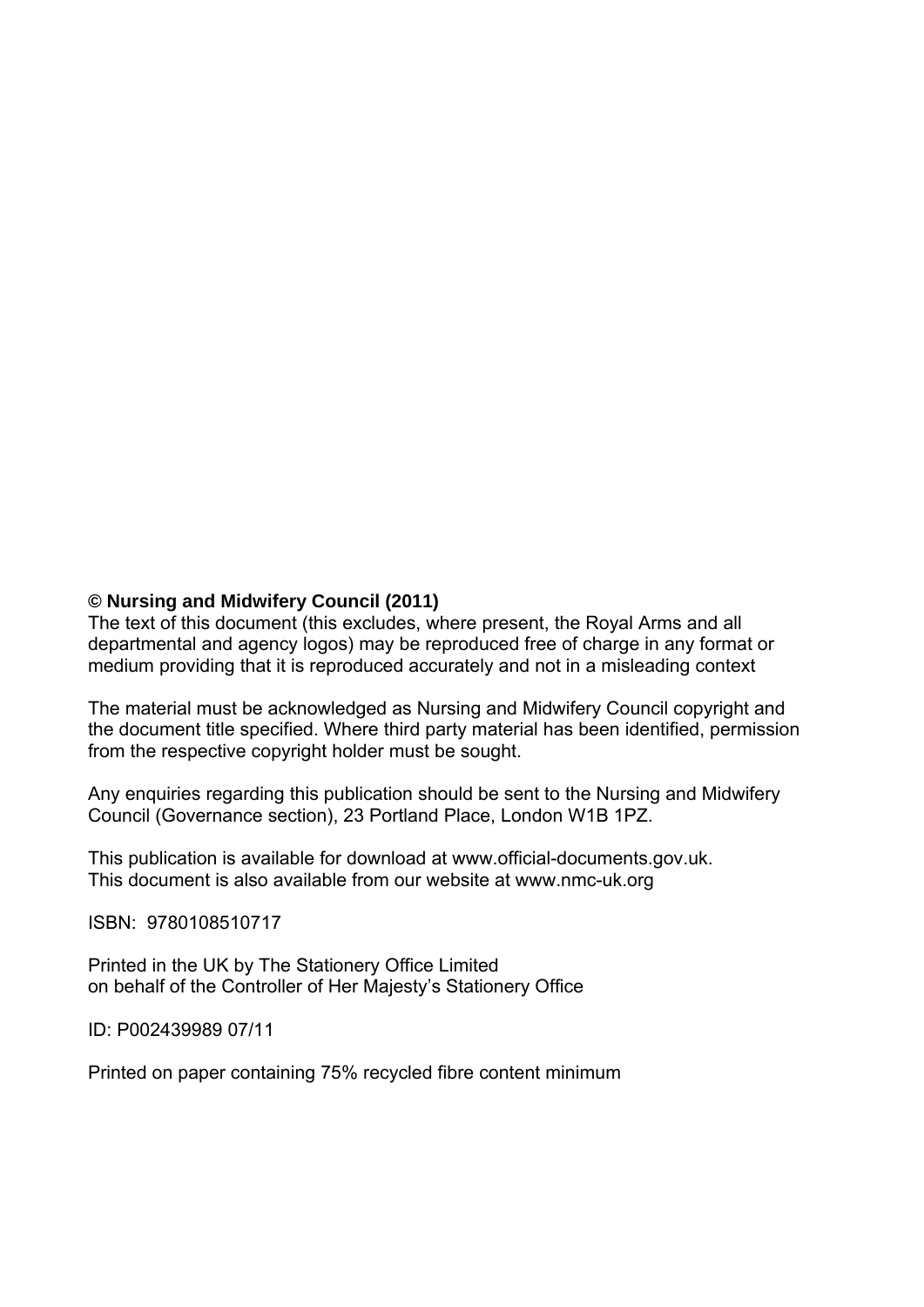**© Nursing and Midwifery Council (2011)**
The text of this document (this excludes, where present, the Royal Arms and all departmental and agency logos) may be reproduced free of charge in any format or medium providing that it is reproduced accurately and not in a misleading context

The material must be acknowledged as Nursing and Midwifery Council copyright and the document title specified. Where third party material has been identified, permission from the respective copyright holder must be sought.

Any enquiries regarding this publication should be sent to the Nursing and Midwifery Council (Governance section), 23 Portland Place, London W1B 1PZ.

This publication is available for download at www.official-documents.gov.uk.
This document is also available from our website at www.nmc-uk.org

ISBN: 9780108510717

Printed in the UK by The Stationery Office Limited
on behalf of the Controller of Her Majesty's Stationery Office

ID: P002439989 07/11

Printed on paper containing 75% recycled fibre content minimum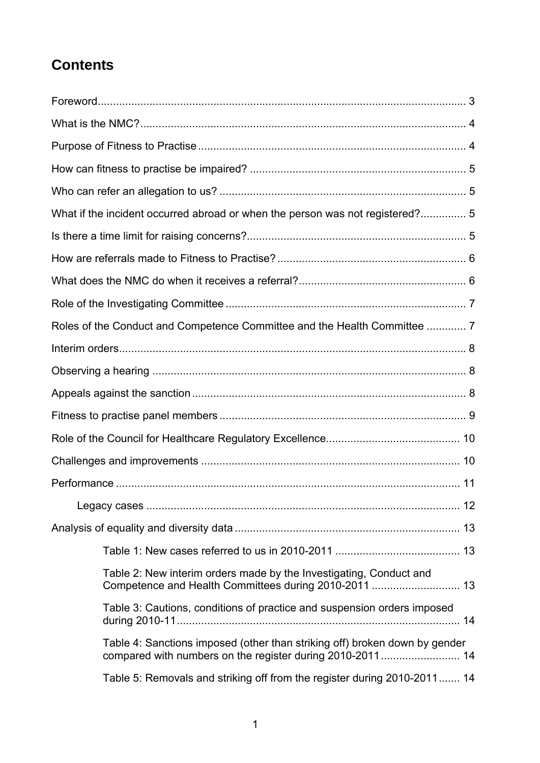# Contents

Foreword ... 3

What is the NMC? ... 4

Purpose of Fitness to Practise ... 4

How can fitness to practise be impaired? ... 5

Who can refer an allegation to us? ... 5

What if the incident occurred abroad or when the person was not registered? ... 5

Is there a time limit for raising concerns? ... 5

How are referrals made to Fitness to Practise? ... 6

What does the NMC do when it receives a referral? ... 6

Role of the Investigating Committee ... 7

Roles of the Conduct and Competence Committee and the Health Committee ... 7

Interim orders ... 8

Observing a hearing ... 8

Appeals against the sanction ... 8

Fitness to practise panel members ... 9

Role of the Council for Healthcare Regulatory Excellence ... 10

Challenges and improvements ... 10

Performance ... 11

- Legacy cases ... 12

Analysis of equality and diversity data ... 13

- Table 1: New cases referred to us in 2010-2011 ... 13
- Table 2: New interim orders made by the Investigating, Conduct and Competence and Health Committees during 2010-2011 ... 13
- Table 3: Cautions, conditions of practice and suspension orders imposed during 2010-11 ... 14
- Table 4: Sanctions imposed (other than striking off) broken down by gender compared with numbers on the register during 2010-2011 ... 14
- Table 5: Removals and striking off from the register during 2010-2011 ... 14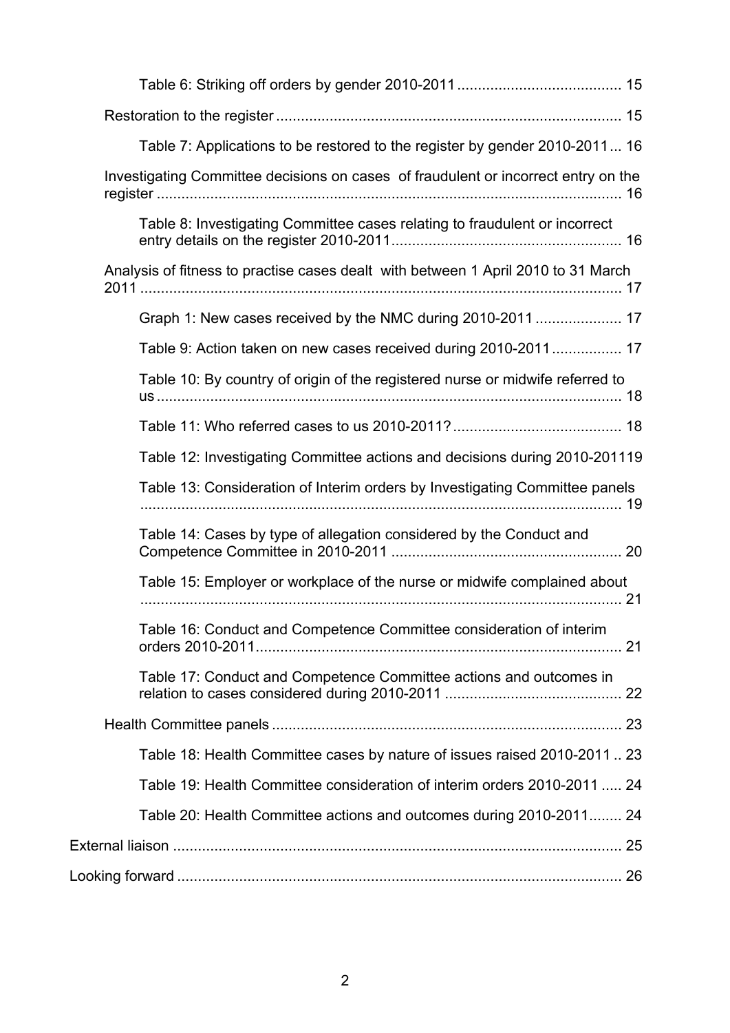- Table 6: Striking off orders by gender 2010-2011 ........................................ 15
- Restoration to the register .................................................................................... 15
  - Table 7: Applications to be restored to the register by gender 2010-2011 ... 16
- Investigating Committee decisions on cases of fraudulent or incorrect entry on the register ................................................................................................................. 16
  - Table 8: Investigating Committee cases relating to fraudulent or incorrect entry details on the register 2010-2011........................................................ 16
- Analysis of fitness to practise cases dealt with between 1 April 2010 to 31 March 2011 ..................................................................................................................... 17
  - Graph 1: New cases received by the NMC during 2010-2011 ..................... 17
  - Table 9: Action taken on new cases received during 2010-2011................. 17
  - Table 10: By country of origin of the registered nurse or midwife referred to us ................................................................................................................ 18
  - Table 11: Who referred cases to us 2010-2011? ......................................... 18
  - Table 12: Investigating Committee actions and decisions during 2010-2011 19
  - Table 13: Consideration of Interim orders by Investigating Committee panels ..................................................................................................................... 19
  - Table 14: Cases by type of allegation considered by the Conduct and Competence Committee in 2010-2011 ........................................................ 20
  - Table 15: Employer or workplace of the nurse or midwife complained about ..................................................................................................................... 21
  - Table 16: Conduct and Competence Committee consideration of interim orders 2010-2011......................................................................................... 21
  - Table 17: Conduct and Competence Committee actions and outcomes in relation to cases considered during 2010-2011 ........................................... 22
- Health Committee panels ..................................................................................... 23
  - Table 18: Health Committee cases by nature of issues raised 2010-2011 .. 23
  - Table 19: Health Committee consideration of interim orders 2010-2011 ..... 24
  - Table 20: Health Committee actions and outcomes during 2010-2011........ 24

External liaison ............................................................................................................. 25

Looking forward ............................................................................................................ 26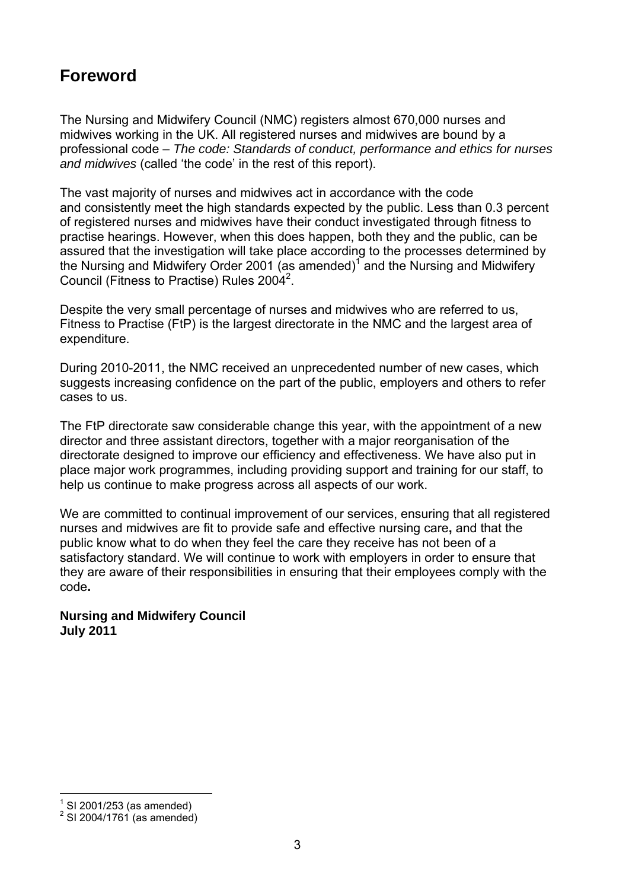# Foreword

The Nursing and Midwifery Council (NMC) registers almost 670,000 nurses and midwives working in the UK. All registered nurses and midwives are bound by a professional code – *The code: Standards of conduct, performance and ethics for nurses and midwives* (called 'the code' in the rest of this report).

The vast majority of nurses and midwives act in accordance with the code and consistently meet the high standards expected by the public. Less than 0.3 percent of registered nurses and midwives have their conduct investigated through fitness to practise hearings. However, when this does happen, both they and the public, can be assured that the investigation will take place according to the processes determined by the Nursing and Midwifery Order 2001 (as amended)[1] and the Nursing and Midwifery Council (Fitness to Practise) Rules 2004[2].

Despite the very small percentage of nurses and midwives who are referred to us, Fitness to Practise (FtP) is the largest directorate in the NMC and the largest area of expenditure.

During 2010-2011, the NMC received an unprecedented number of new cases, which suggests increasing confidence on the part of the public, employers and others to refer cases to us.

The FtP directorate saw considerable change this year, with the appointment of a new director and three assistant directors, together with a major reorganisation of the directorate designed to improve our efficiency and effectiveness. We have also put in place major work programmes, including providing support and training for our staff, to help us continue to make progress across all aspects of our work.

We are committed to continual improvement of our services, ensuring that all registered nurses and midwives are fit to provide safe and effective nursing care**,** and that the public know what to do when they feel the care they receive has not been of a satisfactory standard. We will continue to work with employers in order to ensure that they are aware of their responsibilities in ensuring that their employees comply with the code**.**

**Nursing and Midwifery Council**
**July 2011**

---

[1] SI 2001/253 (as amended)
[2] SI 2004/1761 (as amended)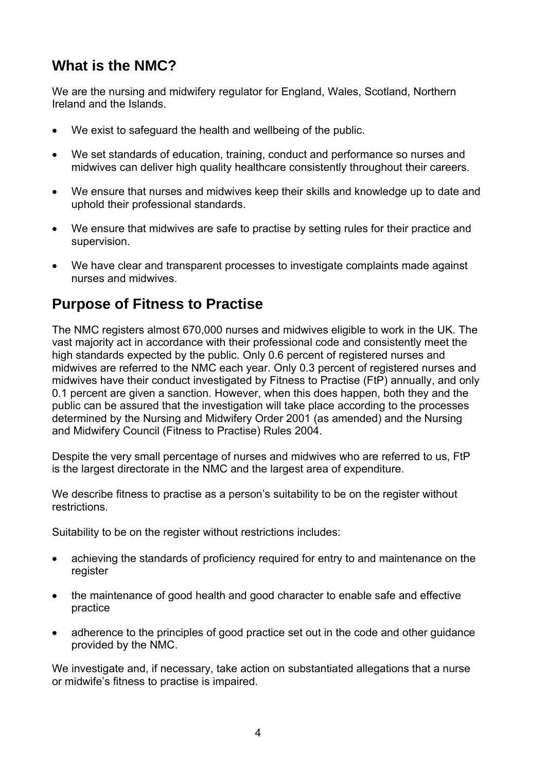## What is the NMC?

We are the nursing and midwifery regulator for England, Wales, Scotland, Northern Ireland and the Islands.

- We exist to safeguard the health and wellbeing of the public.
- We set standards of education, training, conduct and performance so nurses and midwives can deliver high quality healthcare consistently throughout their careers.
- We ensure that nurses and midwives keep their skills and knowledge up to date and uphold their professional standards.
- We ensure that midwives are safe to practise by setting rules for their practice and supervision.
- We have clear and transparent processes to investigate complaints made against nurses and midwives.

## Purpose of Fitness to Practise

The NMC registers almost 670,000 nurses and midwives eligible to work in the UK. The vast majority act in accordance with their professional code and consistently meet the high standards expected by the public. Only 0.6 percent of registered nurses and midwives are referred to the NMC each year. Only 0.3 percent of registered nurses and midwives have their conduct investigated by Fitness to Practise (FtP) annually, and only 0.1 percent are given a sanction. However, when this does happen, both they and the public can be assured that the investigation will take place according to the processes determined by the Nursing and Midwifery Order 2001 (as amended) and the Nursing and Midwifery Council (Fitness to Practise) Rules 2004.

Despite the very small percentage of nurses and midwives who are referred to us, FtP is the largest directorate in the NMC and the largest area of expenditure.

We describe fitness to practise as a person's suitability to be on the register without restrictions.

Suitability to be on the register without restrictions includes:

- achieving the standards of proficiency required for entry to and maintenance on the register
- the maintenance of good health and good character to enable safe and effective practice
- adherence to the principles of good practice set out in the code and other guidance provided by the NMC.

We investigate and, if necessary, take action on substantiated allegations that a nurse or midwife's fitness to practise is impaired.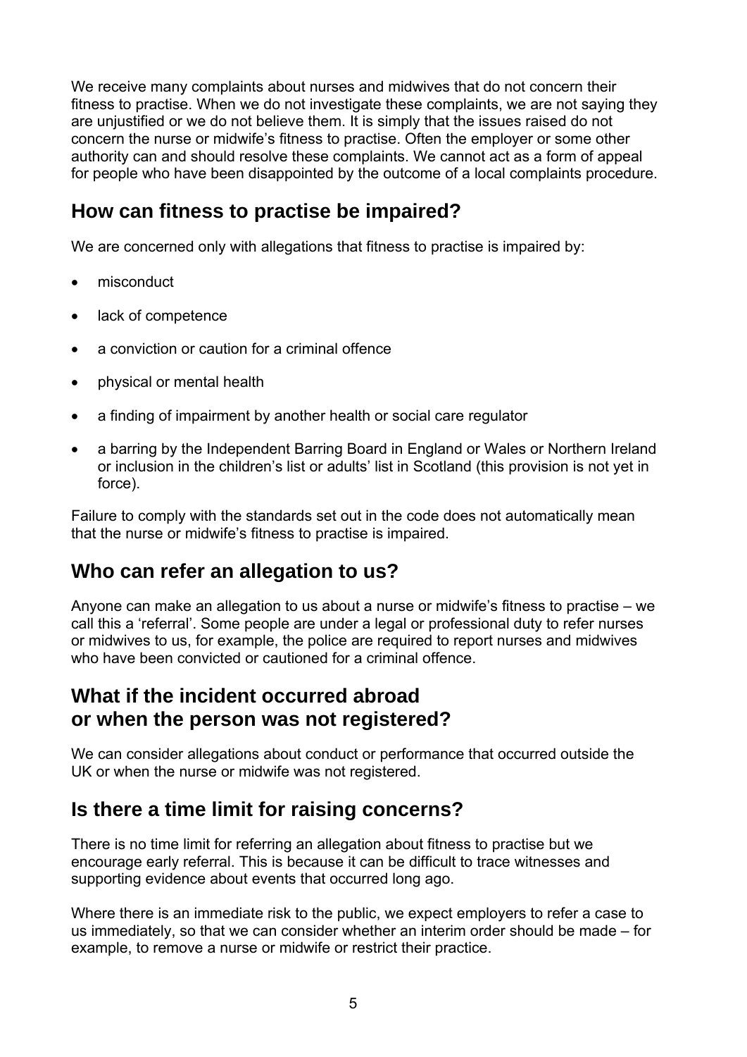We receive many complaints about nurses and midwives that do not concern their fitness to practise. When we do not investigate these complaints, we are not saying they are unjustified or we do not believe them. It is simply that the issues raised do not concern the nurse or midwife's fitness to practise. Often the employer or some other authority can and should resolve these complaints. We cannot act as a form of appeal for people who have been disappointed by the outcome of a local complaints procedure.

## How can fitness to practise be impaired?

We are concerned only with allegations that fitness to practise is impaired by:

- misconduct
- lack of competence
- a conviction or caution for a criminal offence
- physical or mental health
- a finding of impairment by another health or social care regulator
- a barring by the Independent Barring Board in England or Wales or Northern Ireland or inclusion in the children's list or adults' list in Scotland (this provision is not yet in force).

Failure to comply with the standards set out in the code does not automatically mean that the nurse or midwife's fitness to practise is impaired.

## Who can refer an allegation to us?

Anyone can make an allegation to us about a nurse or midwife's fitness to practise – we call this a 'referral'. Some people are under a legal or professional duty to refer nurses or midwives to us, for example, the police are required to report nurses and midwives who have been convicted or cautioned for a criminal offence.

## What if the incident occurred abroad or when the person was not registered?

We can consider allegations about conduct or performance that occurred outside the UK or when the nurse or midwife was not registered.

## Is there a time limit for raising concerns?

There is no time limit for referring an allegation about fitness to practise but we encourage early referral. This is because it can be difficult to trace witnesses and supporting evidence about events that occurred long ago.

Where there is an immediate risk to the public, we expect employers to refer a case to us immediately, so that we can consider whether an interim order should be made – for example, to remove a nurse or midwife or restrict their practice.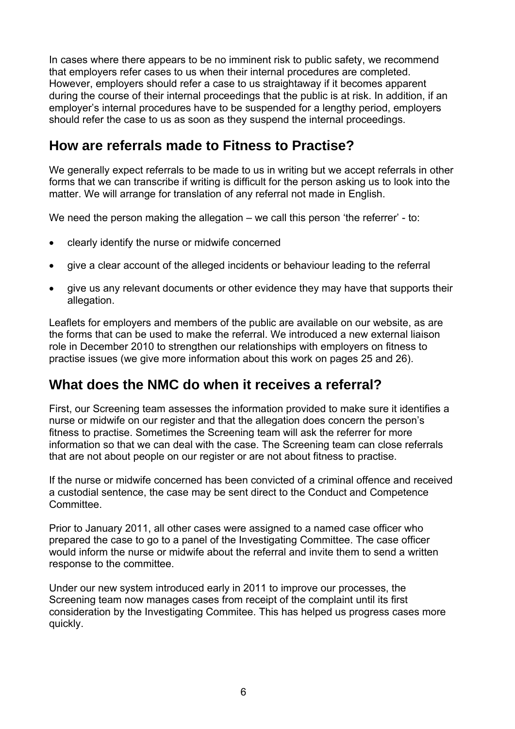In cases where there appears to be no imminent risk to public safety, we recommend that employers refer cases to us when their internal procedures are completed. However, employers should refer a case to us straightaway if it becomes apparent during the course of their internal proceedings that the public is at risk. In addition, if an employer's internal procedures have to be suspended for a lengthy period, employers should refer the case to us as soon as they suspend the internal proceedings.

## How are referrals made to Fitness to Practise?

We generally expect referrals to be made to us in writing but we accept referrals in other forms that we can transcribe if writing is difficult for the person asking us to look into the matter. We will arrange for translation of any referral not made in English.

We need the person making the allegation – we call this person 'the referrer' - to:

- clearly identify the nurse or midwife concerned
- give a clear account of the alleged incidents or behaviour leading to the referral
- give us any relevant documents or other evidence they may have that supports their allegation.

Leaflets for employers and members of the public are available on our website, as are the forms that can be used to make the referral. We introduced a new external liaison role in December 2010 to strengthen our relationships with employers on fitness to practise issues (we give more information about this work on pages 25 and 26).

## What does the NMC do when it receives a referral?

First, our Screening team assesses the information provided to make sure it identifies a nurse or midwife on our register and that the allegation does concern the person's fitness to practise. Sometimes the Screening team will ask the referrer for more information so that we can deal with the case. The Screening team can close referrals that are not about people on our register or are not about fitness to practise.

If the nurse or midwife concerned has been convicted of a criminal offence and received a custodial sentence, the case may be sent direct to the Conduct and Competence Committee.

Prior to January 2011, all other cases were assigned to a named case officer who prepared the case to go to a panel of the Investigating Committee. The case officer would inform the nurse or midwife about the referral and invite them to send a written response to the committee.

Under our new system introduced early in 2011 to improve our processes, the Screening team now manages cases from receipt of the complaint until its first consideration by the Investigating Commitee. This has helped us progress cases more quickly.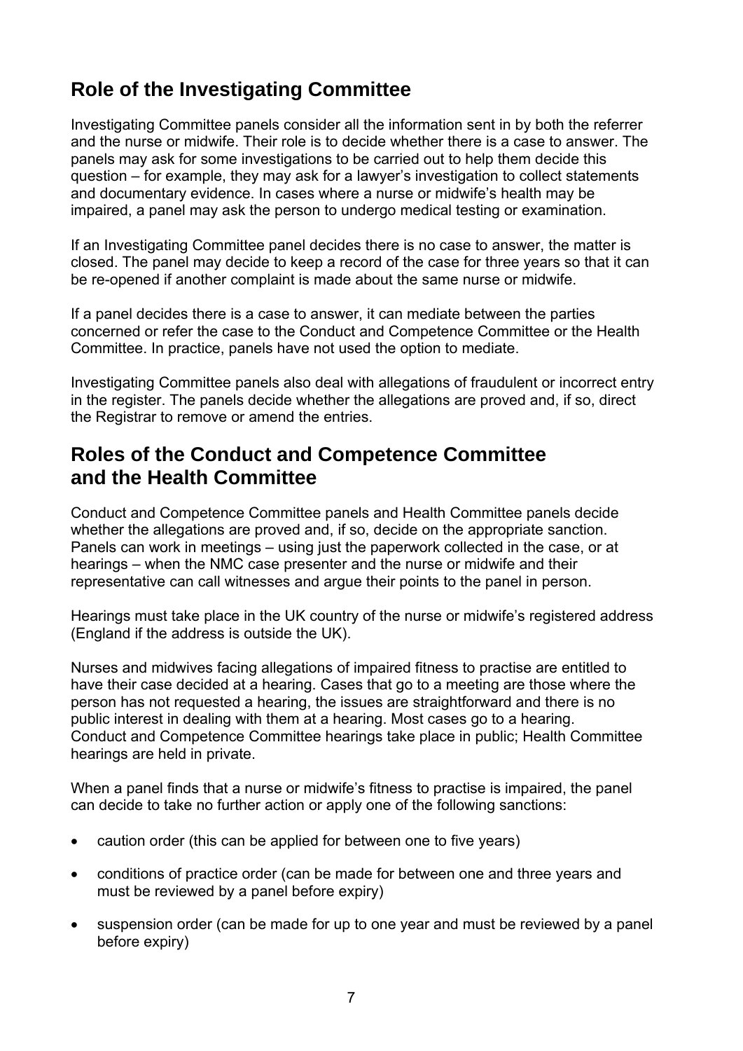## Role of the Investigating Committee

Investigating Committee panels consider all the information sent in by both the referrer and the nurse or midwife. Their role is to decide whether there is a case to answer. The panels may ask for some investigations to be carried out to help them decide this question – for example, they may ask for a lawyer's investigation to collect statements and documentary evidence. In cases where a nurse or midwife's health may be impaired, a panel may ask the person to undergo medical testing or examination.

If an Investigating Committee panel decides there is no case to answer, the matter is closed. The panel may decide to keep a record of the case for three years so that it can be re-opened if another complaint is made about the same nurse or midwife.

If a panel decides there is a case to answer, it can mediate between the parties concerned or refer the case to the Conduct and Competence Committee or the Health Committee. In practice, panels have not used the option to mediate.

Investigating Committee panels also deal with allegations of fraudulent or incorrect entry in the register. The panels decide whether the allegations are proved and, if so, direct the Registrar to remove or amend the entries.

## Roles of the Conduct and Competence Committee and the Health Committee

Conduct and Competence Committee panels and Health Committee panels decide whether the allegations are proved and, if so, decide on the appropriate sanction. Panels can work in meetings – using just the paperwork collected in the case, or at hearings – when the NMC case presenter and the nurse or midwife and their representative can call witnesses and argue their points to the panel in person.

Hearings must take place in the UK country of the nurse or midwife's registered address (England if the address is outside the UK).

Nurses and midwives facing allegations of impaired fitness to practise are entitled to have their case decided at a hearing. Cases that go to a meeting are those where the person has not requested a hearing, the issues are straightforward and there is no public interest in dealing with them at a hearing. Most cases go to a hearing. Conduct and Competence Committee hearings take place in public; Health Committee hearings are held in private.

When a panel finds that a nurse or midwife's fitness to practise is impaired, the panel can decide to take no further action or apply one of the following sanctions:

- caution order (this can be applied for between one to five years)
- conditions of practice order (can be made for between one and three years and must be reviewed by a panel before expiry)
- suspension order (can be made for up to one year and must be reviewed by a panel before expiry)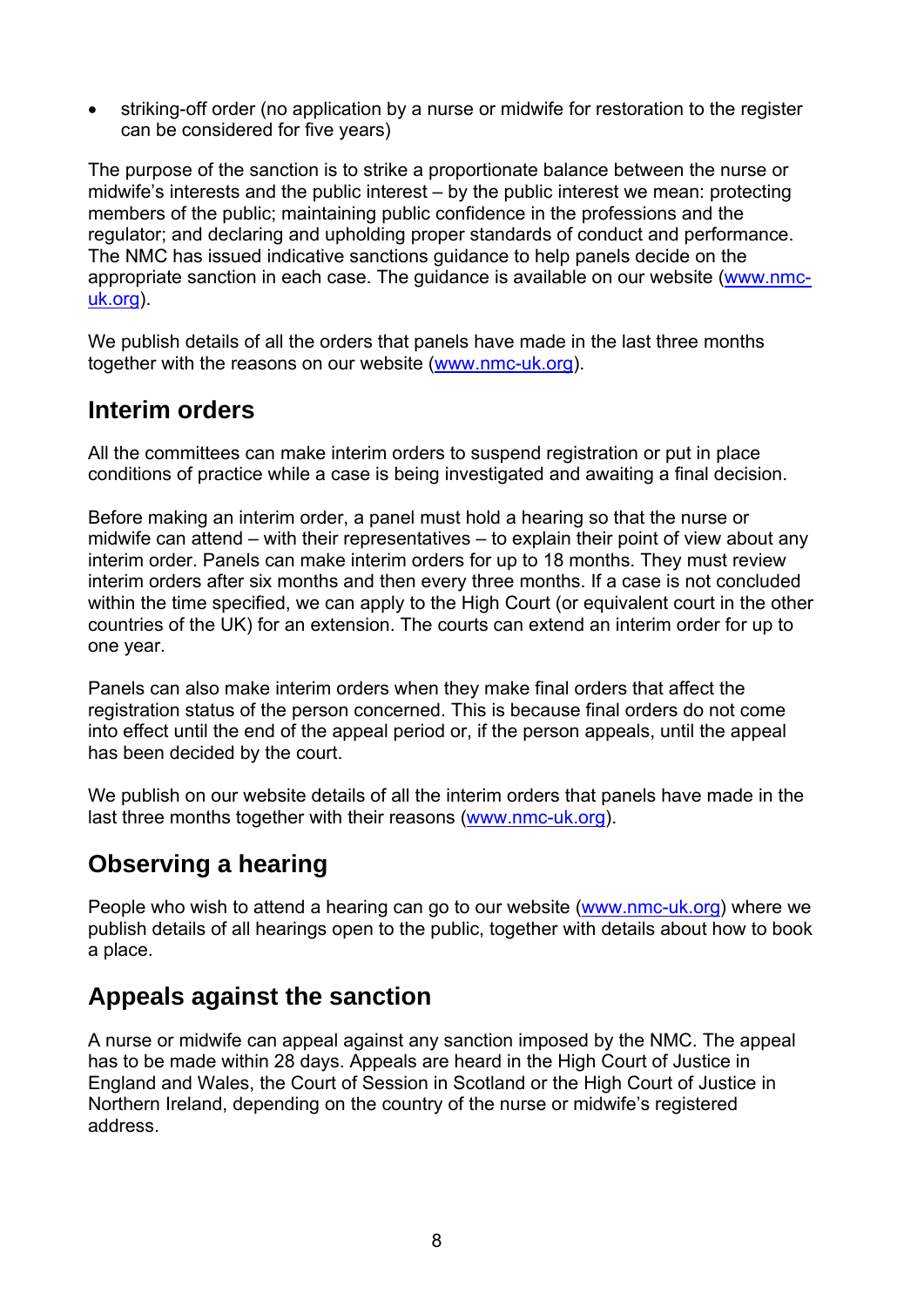- striking-off order (no application by a nurse or midwife for restoration to the register can be considered for five years)

The purpose of the sanction is to strike a proportionate balance between the nurse or midwife's interests and the public interest – by the public interest we mean: protecting members of the public; maintaining public confidence in the professions and the regulator; and declaring and upholding proper standards of conduct and performance. The NMC has issued indicative sanctions guidance to help panels decide on the appropriate sanction in each case. The guidance is available on our website (www.nmc-uk.org).

We publish details of all the orders that panels have made in the last three months together with the reasons on our website (www.nmc-uk.org).

## Interim orders

All the committees can make interim orders to suspend registration or put in place conditions of practice while a case is being investigated and awaiting a final decision.

Before making an interim order, a panel must hold a hearing so that the nurse or midwife can attend – with their representatives – to explain their point of view about any interim order. Panels can make interim orders for up to 18 months. They must review interim orders after six months and then every three months. If a case is not concluded within the time specified, we can apply to the High Court (or equivalent court in the other countries of the UK) for an extension. The courts can extend an interim order for up to one year.

Panels can also make interim orders when they make final orders that affect the registration status of the person concerned. This is because final orders do not come into effect until the end of the appeal period or, if the person appeals, until the appeal has been decided by the court.

We publish on our website details of all the interim orders that panels have made in the last three months together with their reasons (www.nmc-uk.org).

## Observing a hearing

People who wish to attend a hearing can go to our website (www.nmc-uk.org) where we publish details of all hearings open to the public, together with details about how to book a place.

## Appeals against the sanction

A nurse or midwife can appeal against any sanction imposed by the NMC. The appeal has to be made within 28 days. Appeals are heard in the High Court of Justice in England and Wales, the Court of Session in Scotland or the High Court of Justice in Northern Ireland, depending on the country of the nurse or midwife's registered address.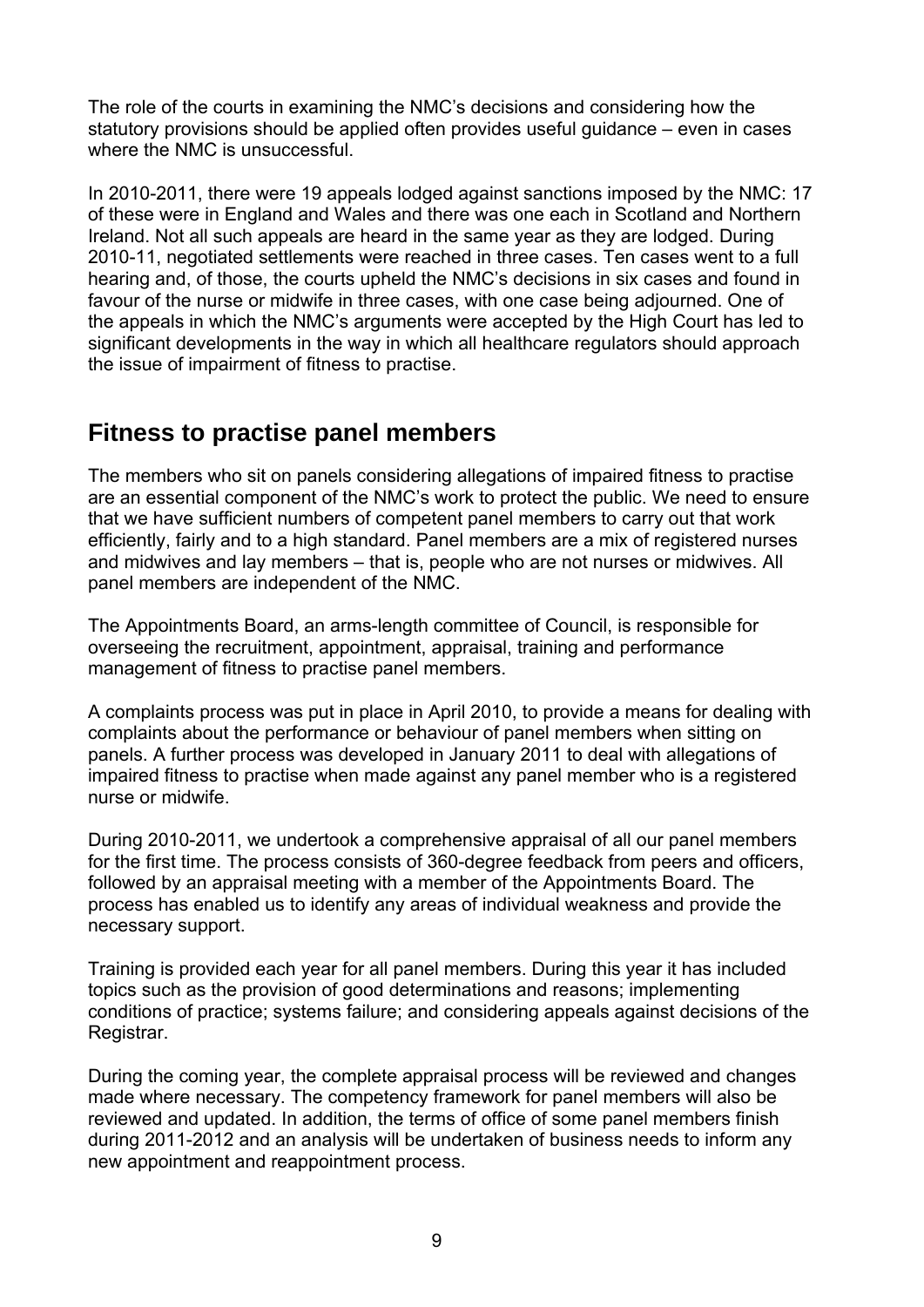The role of the courts in examining the NMC's decisions and considering how the statutory provisions should be applied often provides useful guidance – even in cases where the NMC is unsuccessful.

In 2010-2011, there were 19 appeals lodged against sanctions imposed by the NMC: 17 of these were in England and Wales and there was one each in Scotland and Northern Ireland. Not all such appeals are heard in the same year as they are lodged. During 2010-11, negotiated settlements were reached in three cases. Ten cases went to a full hearing and, of those, the courts upheld the NMC's decisions in six cases and found in favour of the nurse or midwife in three cases, with one case being adjourned. One of the appeals in which the NMC's arguments were accepted by the High Court has led to significant developments in the way in which all healthcare regulators should approach the issue of impairment of fitness to practise.

## Fitness to practise panel members

The members who sit on panels considering allegations of impaired fitness to practise are an essential component of the NMC's work to protect the public. We need to ensure that we have sufficient numbers of competent panel members to carry out that work efficiently, fairly and to a high standard. Panel members are a mix of registered nurses and midwives and lay members – that is, people who are not nurses or midwives. All panel members are independent of the NMC.

The Appointments Board, an arms-length committee of Council, is responsible for overseeing the recruitment, appointment, appraisal, training and performance management of fitness to practise panel members.

A complaints process was put in place in April 2010, to provide a means for dealing with complaints about the performance or behaviour of panel members when sitting on panels. A further process was developed in January 2011 to deal with allegations of impaired fitness to practise when made against any panel member who is a registered nurse or midwife.

During 2010-2011, we undertook a comprehensive appraisal of all our panel members for the first time. The process consists of 360-degree feedback from peers and officers, followed by an appraisal meeting with a member of the Appointments Board. The process has enabled us to identify any areas of individual weakness and provide the necessary support.

Training is provided each year for all panel members. During this year it has included topics such as the provision of good determinations and reasons; implementing conditions of practice; systems failure; and considering appeals against decisions of the Registrar.

During the coming year, the complete appraisal process will be reviewed and changes made where necessary. The competency framework for panel members will also be reviewed and updated. In addition, the terms of office of some panel members finish during 2011-2012 and an analysis will be undertaken of business needs to inform any new appointment and reappointment process.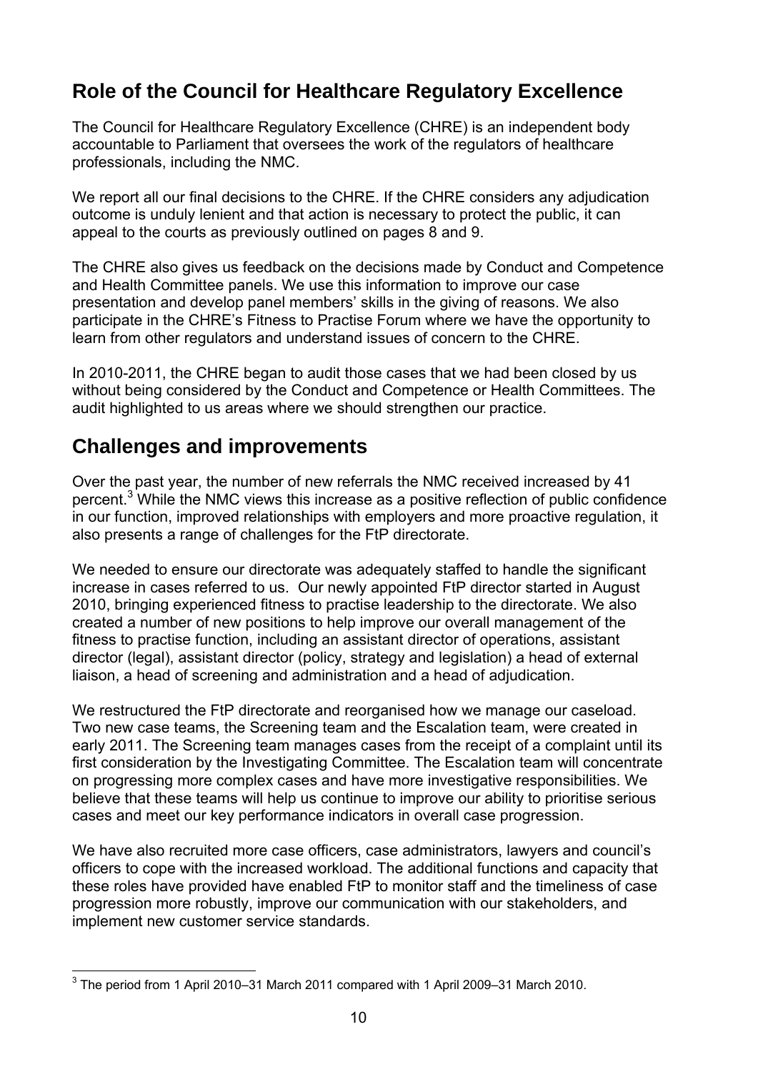## Role of the Council for Healthcare Regulatory Excellence

The Council for Healthcare Regulatory Excellence (CHRE) is an independent body accountable to Parliament that oversees the work of the regulators of healthcare professionals, including the NMC.

We report all our final decisions to the CHRE. If the CHRE considers any adjudication outcome is unduly lenient and that action is necessary to protect the public, it can appeal to the courts as previously outlined on pages 8 and 9.

The CHRE also gives us feedback on the decisions made by Conduct and Competence and Health Committee panels. We use this information to improve our case presentation and develop panel members' skills in the giving of reasons. We also participate in the CHRE's Fitness to Practise Forum where we have the opportunity to learn from other regulators and understand issues of concern to the CHRE.

In 2010-2011, the CHRE began to audit those cases that we had been closed by us without being considered by the Conduct and Competence or Health Committees. The audit highlighted to us areas where we should strengthen our practice.

## Challenges and improvements

Over the past year, the number of new referrals the NMC received increased by 41 percent.[3] While the NMC views this increase as a positive reflection of public confidence in our function, improved relationships with employers and more proactive regulation, it also presents a range of challenges for the FtP directorate.

We needed to ensure our directorate was adequately staffed to handle the significant increase in cases referred to us. Our newly appointed FtP director started in August 2010, bringing experienced fitness to practise leadership to the directorate. We also created a number of new positions to help improve our overall management of the fitness to practise function, including an assistant director of operations, assistant director (legal), assistant director (policy, strategy and legislation) a head of external liaison, a head of screening and administration and a head of adjudication.

We restructured the FtP directorate and reorganised how we manage our caseload. Two new case teams, the Screening team and the Escalation team, were created in early 2011. The Screening team manages cases from the receipt of a complaint until its first consideration by the Investigating Committee. The Escalation team will concentrate on progressing more complex cases and have more investigative responsibilities. We believe that these teams will help us continue to improve our ability to prioritise serious cases and meet our key performance indicators in overall case progression.

We have also recruited more case officers, case administrators, lawyers and council's officers to cope with the increased workload. The additional functions and capacity that these roles have provided have enabled FtP to monitor staff and the timeliness of case progression more robustly, improve our communication with our stakeholders, and implement new customer service standards.

[3] The period from 1 April 2010–31 March 2011 compared with 1 April 2009–31 March 2010.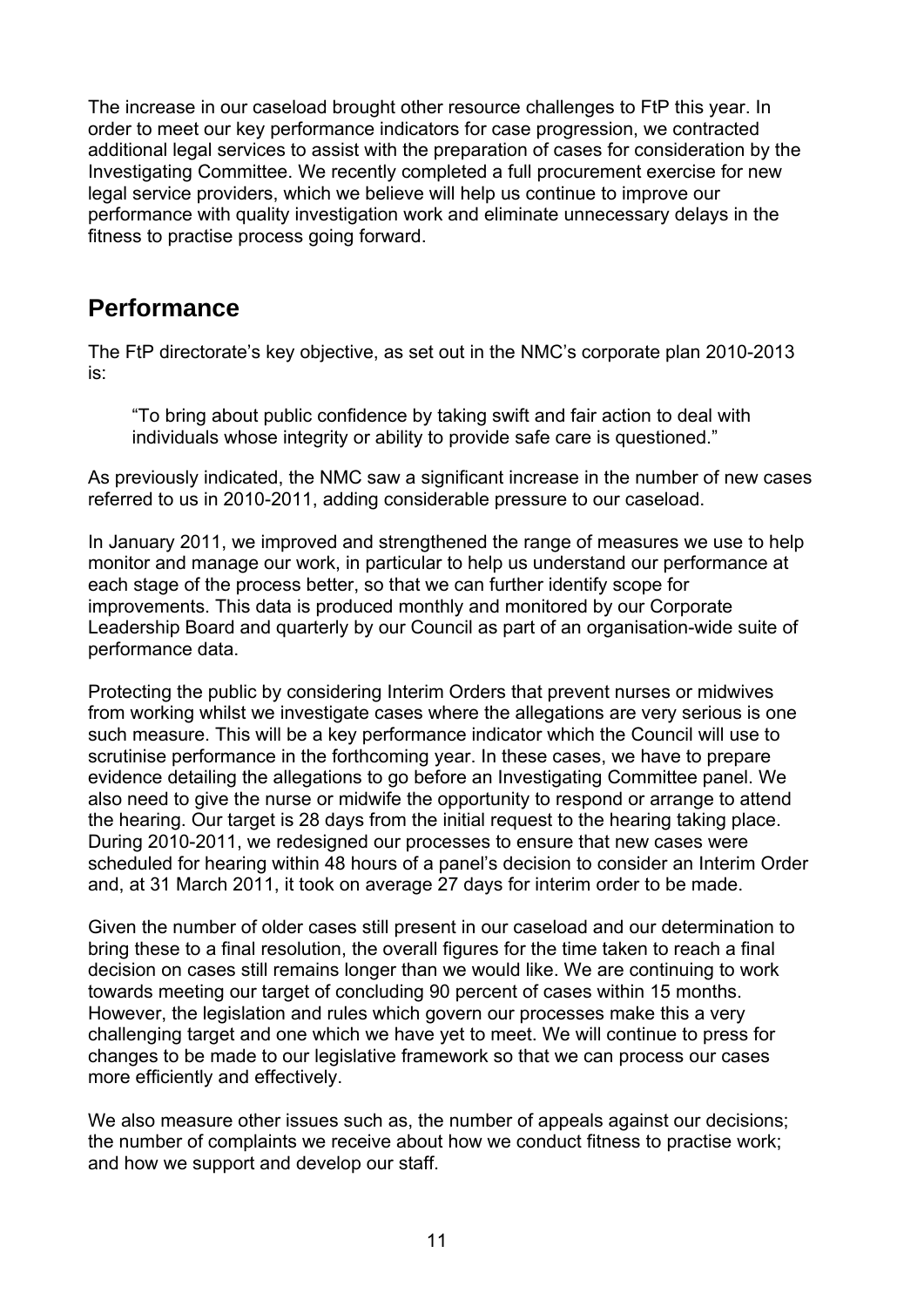The increase in our caseload brought other resource challenges to FtP this year. In order to meet our key performance indicators for case progression, we contracted additional legal services to assist with the preparation of cases for consideration by the Investigating Committee. We recently completed a full procurement exercise for new legal service providers, which we believe will help us continue to improve our performance with quality investigation work and eliminate unnecessary delays in the fitness to practise process going forward.

## Performance

The FtP directorate's key objective, as set out in the NMC's corporate plan 2010-2013 is:

> "To bring about public confidence by taking swift and fair action to deal with individuals whose integrity or ability to provide safe care is questioned."

As previously indicated, the NMC saw a significant increase in the number of new cases referred to us in 2010-2011, adding considerable pressure to our caseload.

In January 2011, we improved and strengthened the range of measures we use to help monitor and manage our work, in particular to help us understand our performance at each stage of the process better, so that we can further identify scope for improvements. This data is produced monthly and monitored by our Corporate Leadership Board and quarterly by our Council as part of an organisation-wide suite of performance data.

Protecting the public by considering Interim Orders that prevent nurses or midwives from working whilst we investigate cases where the allegations are very serious is one such measure. This will be a key performance indicator which the Council will use to scrutinise performance in the forthcoming year. In these cases, we have to prepare evidence detailing the allegations to go before an Investigating Committee panel. We also need to give the nurse or midwife the opportunity to respond or arrange to attend the hearing. Our target is 28 days from the initial request to the hearing taking place. During 2010-2011, we redesigned our processes to ensure that new cases were scheduled for hearing within 48 hours of a panel's decision to consider an Interim Order and, at 31 March 2011, it took on average 27 days for interim order to be made.

Given the number of older cases still present in our caseload and our determination to bring these to a final resolution, the overall figures for the time taken to reach a final decision on cases still remains longer than we would like. We are continuing to work towards meeting our target of concluding 90 percent of cases within 15 months. However, the legislation and rules which govern our processes make this a very challenging target and one which we have yet to meet. We will continue to press for changes to be made to our legislative framework so that we can process our cases more efficiently and effectively.

We also measure other issues such as, the number of appeals against our decisions; the number of complaints we receive about how we conduct fitness to practise work; and how we support and develop our staff.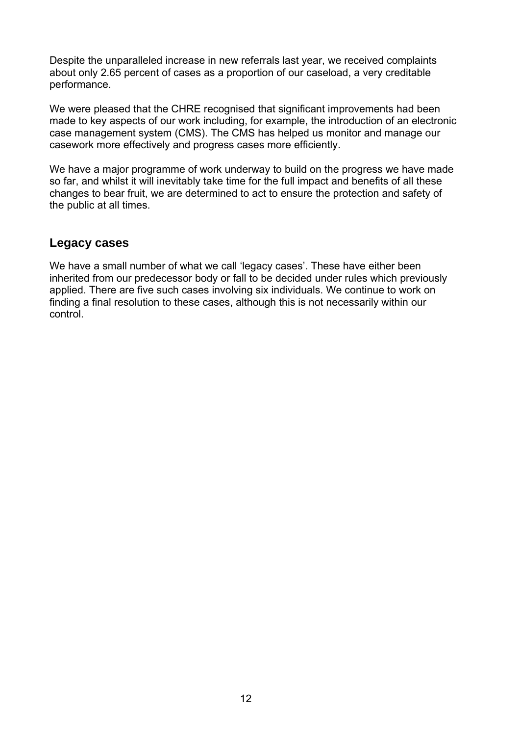Despite the unparalleled increase in new referrals last year, we received complaints about only 2.65 percent of cases as a proportion of our caseload, a very creditable performance.

We were pleased that the CHRE recognised that significant improvements had been made to key aspects of our work including, for example, the introduction of an electronic case management system (CMS). The CMS has helped us monitor and manage our casework more effectively and progress cases more efficiently.

We have a major programme of work underway to build on the progress we have made so far, and whilst it will inevitably take time for the full impact and benefits of all these changes to bear fruit, we are determined to act to ensure the protection and safety of the public at all times.

## Legacy cases

We have a small number of what we call 'legacy cases'. These have either been inherited from our predecessor body or fall to be decided under rules which previously applied. There are five such cases involving six individuals. We continue to work on finding a final resolution to these cases, although this is not necessarily within our control.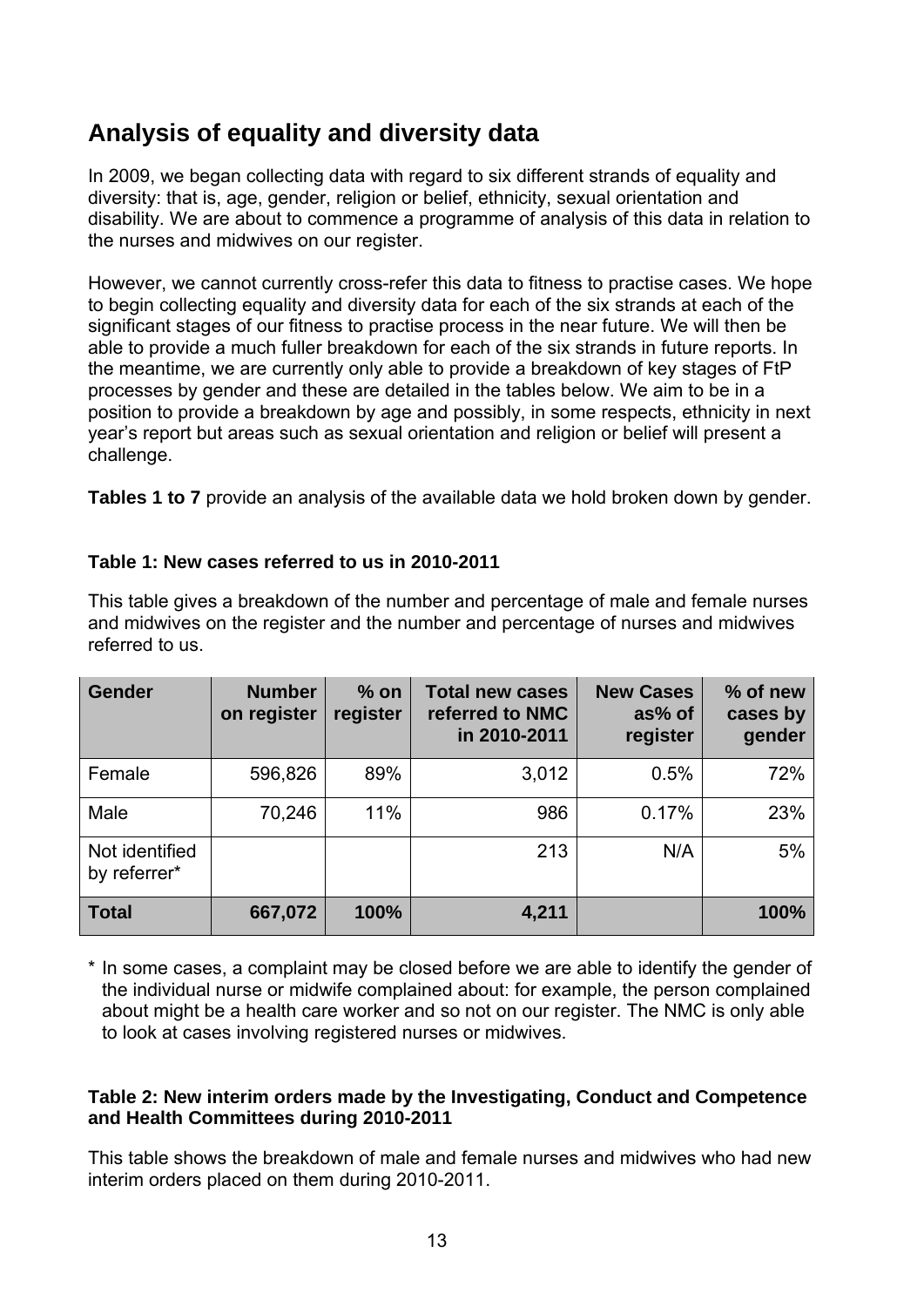## Analysis of equality and diversity data

In 2009, we began collecting data with regard to six different strands of equality and diversity: that is, age, gender, religion or belief, ethnicity, sexual orientation and disability. We are about to commence a programme of analysis of this data in relation to the nurses and midwives on our register.

However, we cannot currently cross-refer this data to fitness to practise cases. We hope to begin collecting equality and diversity data for each of the six strands at each of the significant stages of our fitness to practise process in the near future. We will then be able to provide a much fuller breakdown for each of the six strands in future reports. In the meantime, we are currently only able to provide a breakdown of key stages of FtP processes by gender and these are detailed in the tables below. We aim to be in a position to provide a breakdown by age and possibly, in some respects, ethnicity in next year's report but areas such as sexual orientation and religion or belief will present a challenge.

**Tables 1 to 7** provide an analysis of the available data we hold broken down by gender.

**Table 1: New cases referred to us in 2010-2011**

This table gives a breakdown of the number and percentage of male and female nurses and midwives on the register and the number and percentage of nurses and midwives referred to us.

| Gender | Number on register | % on register | Total new cases referred to NMC in 2010-2011 | New Cases as% of register | % of new cases by gender |
|---|---|---|---|---|---|
| Female | 596,826 | 89% | 3,012 | 0.5% | 72% |
| Male | 70,246 | 11% | 986 | 0.17% | 23% |
| Not identified by referrer* | | | 213 | N/A | 5% |
| **Total** | **667,072** | **100%** | **4,211** | | **100%** |

\* In some cases, a complaint may be closed before we are able to identify the gender of the individual nurse or midwife complained about: for example, the person complained about might be a health care worker and so not on our register. The NMC is only able to look at cases involving registered nurses or midwives.

**Table 2: New interim orders made by the Investigating, Conduct and Competence and Health Committees during 2010-2011**

This table shows the breakdown of male and female nurses and midwives who had new interim orders placed on them during 2010-2011.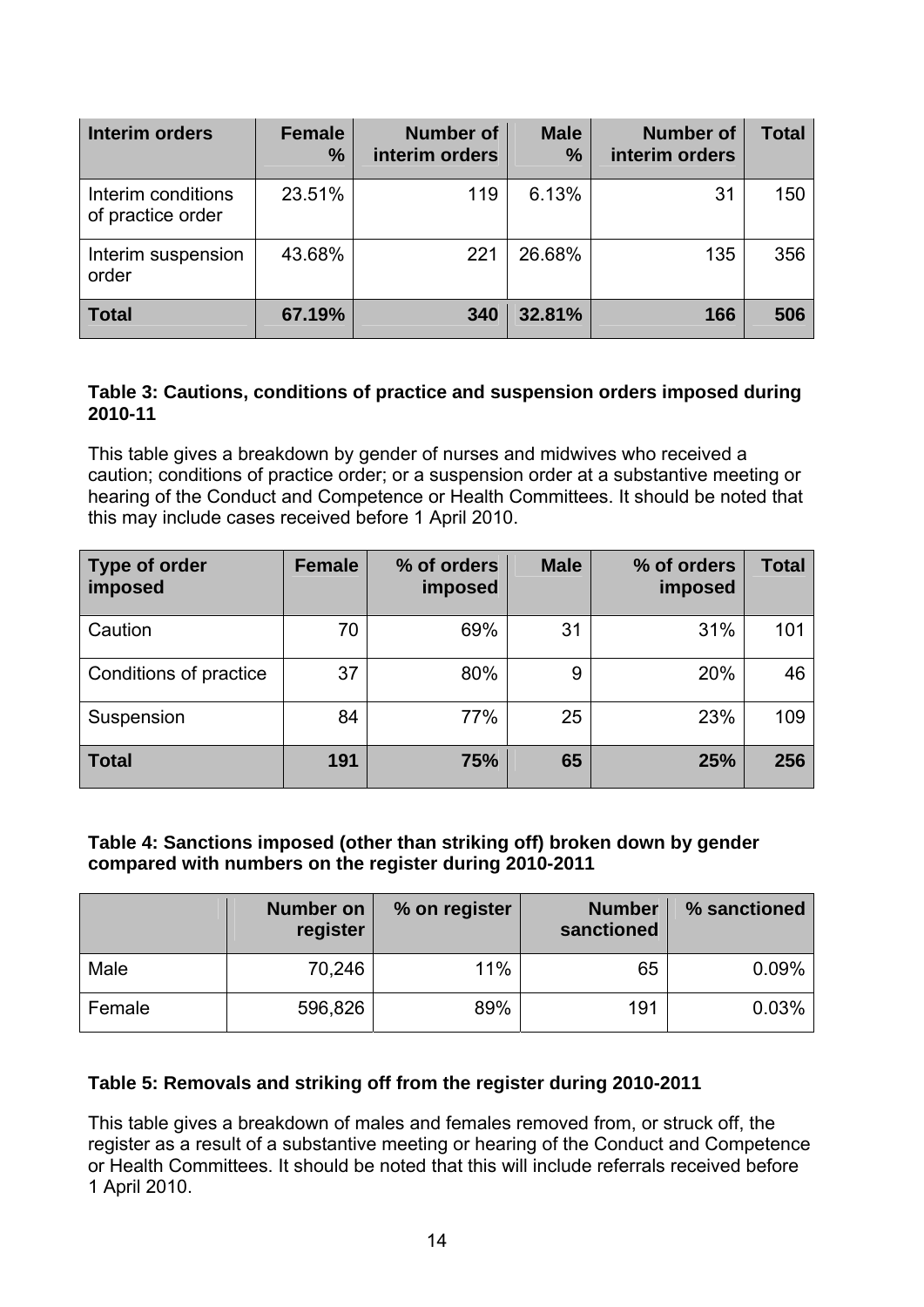| Interim orders | Female % | Number of interim orders | Male % | Number of interim orders | Total |
|---|---|---|---|---|---|
| Interim conditions of practice order | 23.51% | 119 | 6.13% | 31 | 150 |
| Interim suspension order | 43.68% | 221 | 26.68% | 135 | 356 |
| **Total** | **67.19%** | **340** | **32.81%** | **166** | **506** |

**Table 3: Cautions, conditions of practice and suspension orders imposed during 2010-11**

This table gives a breakdown by gender of nurses and midwives who received a caution; conditions of practice order; or a suspension order at a substantive meeting or hearing of the Conduct and Competence or Health Committees. It should be noted that this may include cases received before 1 April 2010.

| Type of order imposed | Female | % of orders imposed | Male | % of orders imposed | Total |
|---|---|---|---|---|---|
| Caution | 70 | 69% | 31 | 31% | 101 |
| Conditions of practice | 37 | 80% | 9 | 20% | 46 |
| Suspension | 84 | 77% | 25 | 23% | 109 |
| **Total** | **191** | **75%** | **65** | **25%** | **256** |

**Table 4: Sanctions imposed (other than striking off) broken down by gender compared with numbers on the register during 2010-2011**

| | Number on register | % on register | Number sanctioned | % sanctioned |
|---|---|---|---|---|
| Male | 70,246 | 11% | 65 | 0.09% |
| Female | 596,826 | 89% | 191 | 0.03% |

**Table 5: Removals and striking off from the register during 2010-2011**

This table gives a breakdown of males and females removed from, or struck off, the register as a result of a substantive meeting or hearing of the Conduct and Competence or Health Committees. It should be noted that this will include referrals received before 1 April 2010.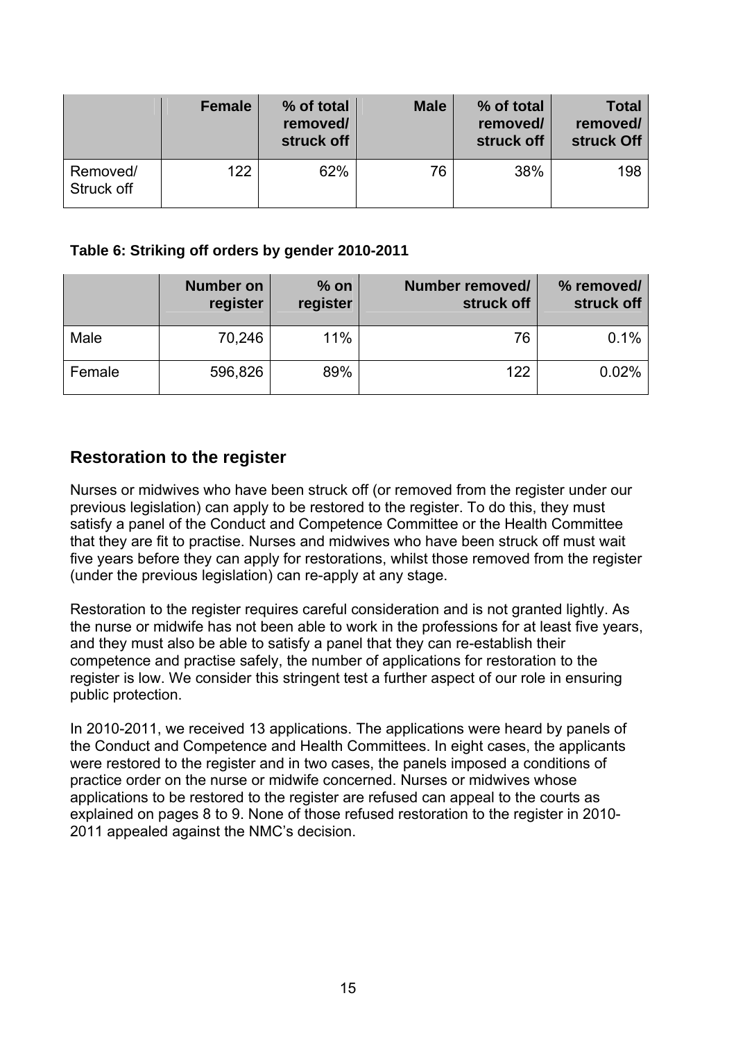| | Female | % of total removed/ struck off | Male | % of total removed/ struck off | Total removed/ struck Off |
|---|---|---|---|---|---|
| Removed/ Struck off | 122 | 62% | 76 | 38% | 198 |

**Table 6: Striking off orders by gender 2010-2011**

| | Number on register | % on register | Number removed/ struck off | % removed/ struck off |
|---|---|---|---|---|
| Male | 70,246 | 11% | 76 | 0.1% |
| Female | 596,826 | 89% | 122 | 0.02% |

## Restoration to the register

Nurses or midwives who have been struck off (or removed from the register under our previous legislation) can apply to be restored to the register. To do this, they must satisfy a panel of the Conduct and Competence Committee or the Health Committee that they are fit to practise. Nurses and midwives who have been struck off must wait five years before they can apply for restorations, whilst those removed from the register (under the previous legislation) can re-apply at any stage.

Restoration to the register requires careful consideration and is not granted lightly. As the nurse or midwife has not been able to work in the professions for at least five years, and they must also be able to satisfy a panel that they can re-establish their competence and practise safely, the number of applications for restoration to the register is low. We consider this stringent test a further aspect of our role in ensuring public protection.

In 2010-2011, we received 13 applications. The applications were heard by panels of the Conduct and Competence and Health Committees. In eight cases, the applicants were restored to the register and in two cases, the panels imposed a conditions of practice order on the nurse or midwife concerned. Nurses or midwives whose applications to be restored to the register are refused can appeal to the courts as explained on pages 8 to 9. None of those refused restoration to the register in 2010-2011 appealed against the NMC's decision.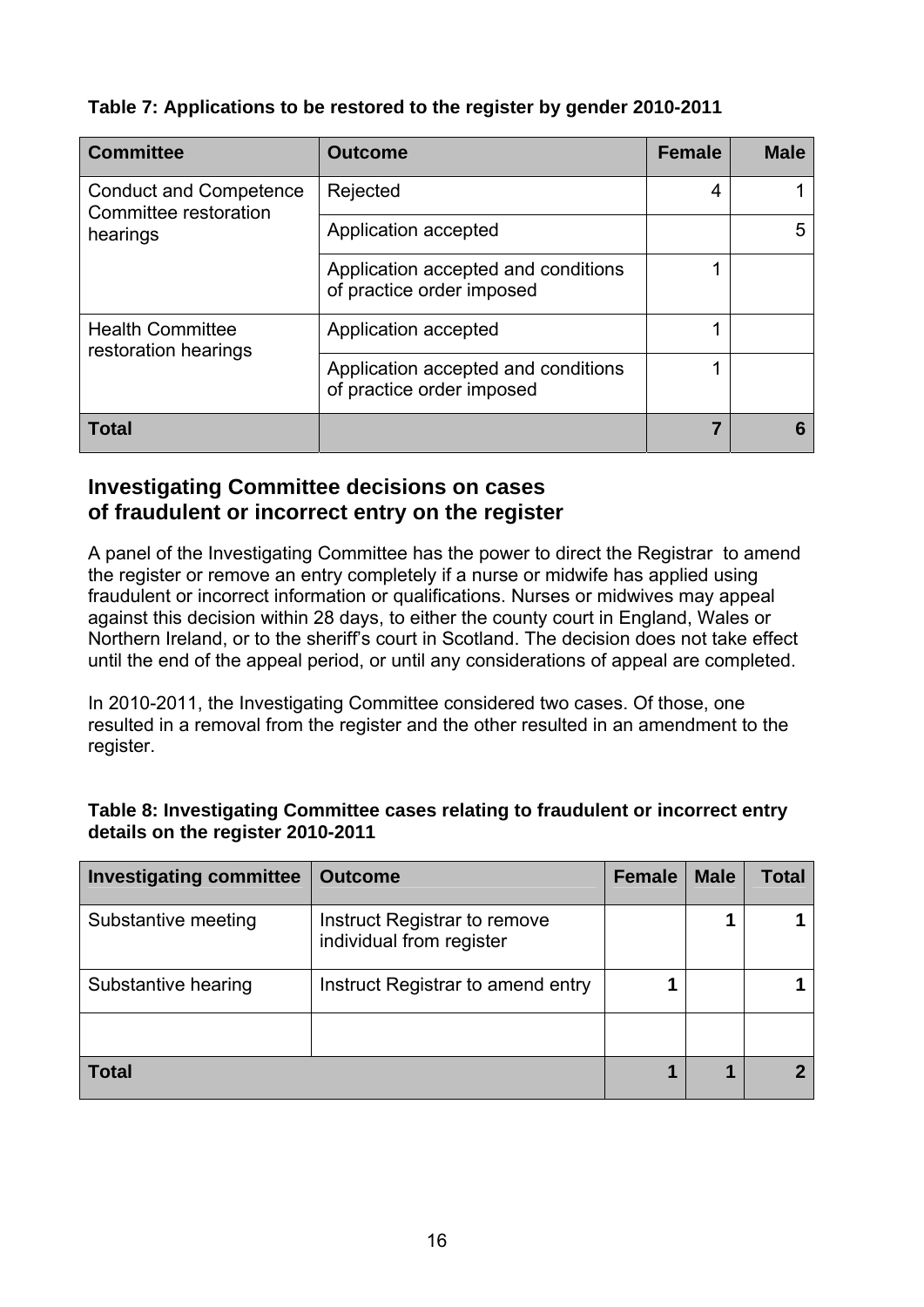**Table 7: Applications to be restored to the register by gender 2010-2011**

| Committee | Outcome | Female | Male |
|---|---|---|---|
| Conduct and Competence Committee restoration hearings | Rejected | 4 | 1 |
| | Application accepted | | 5 |
| | Application accepted and conditions of practice order imposed | 1 | |
| Health Committee restoration hearings | Application accepted | 1 | |
| | Application accepted and conditions of practice order imposed | 1 | |
| **Total** | | **7** | **6** |

## Investigating Committee decisions on cases of fraudulent or incorrect entry on the register

A panel of the Investigating Committee has the power to direct the Registrar to amend the register or remove an entry completely if a nurse or midwife has applied using fraudulent or incorrect information or qualifications. Nurses or midwives may appeal against this decision within 28 days, to either the county court in England, Wales or Northern Ireland, or to the sheriff's court in Scotland. The decision does not take effect until the end of the appeal period, or until any considerations of appeal are completed.

In 2010-2011, the Investigating Committee considered two cases. Of those, one resulted in a removal from the register and the other resulted in an amendment to the register.

**Table 8: Investigating Committee cases relating to fraudulent or incorrect entry details on the register 2010-2011**

| Investigating committee | Outcome | Female | Male | Total |
|---|---|---|---|---|
| Substantive meeting | Instruct Registrar to remove individual from register | | **1** | **1** |
| Substantive hearing | Instruct Registrar to amend entry | **1** | | **1** |
| | | | | |
| **Total** | | **1** | **1** | **2** |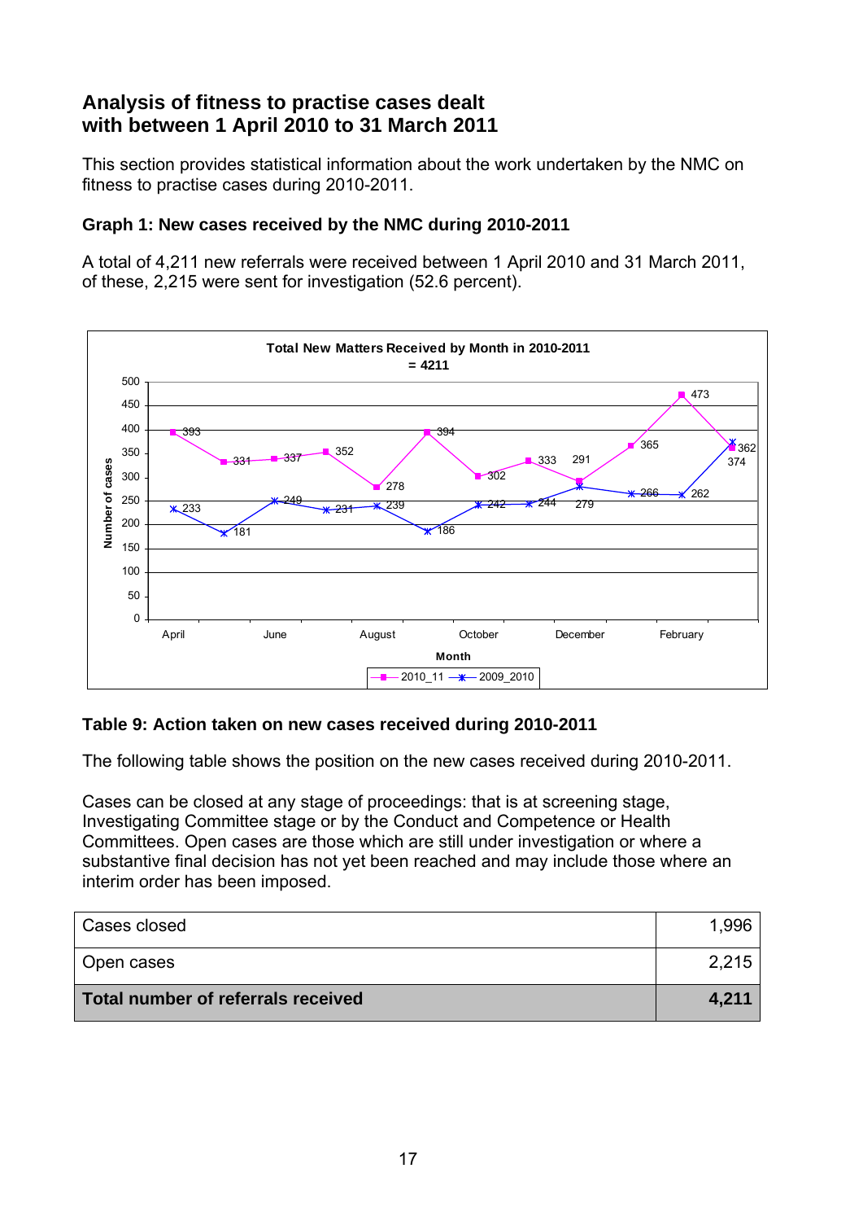## Analysis of fitness to practise cases dealt with between 1 April 2010 to 31 March 2011

This section provides statistical information about the work undertaken by the NMC on fitness to practise cases during 2010-2011.

### Graph 1: New cases received by the NMC during 2010-2011

A total of 4,211 new referrals were received between 1 April 2010 and 31 March 2011, of these, 2,215 were sent for investigation (52.6 percent).

**Total New Matters Received by Month in 2010-2011 = 4211**

| Month | 2010_11 | 2009_2010 |
|---|---|---|
| April | 393 | 233 |
| May | 331 | 181 |
| June | 337 | 249 |
| July | 352 | 231 |
| August | 278 | 239 |
| September | 394 | 186 |
| October | 302 | 242 |
| November | 333 | 244 |
| December | 291 | 279 |
| January | 365 | 266 |
| February | 473 | 262 |
| March | 362 | 374 |

### Table 9: Action taken on new cases received during 2010-2011

The following table shows the position on the new cases received during 2010-2011.

Cases can be closed at any stage of proceedings: that is at screening stage, Investigating Committee stage or by the Conduct and Competence or Health Committees. Open cases are those which are still under investigation or where a substantive final decision has not yet been reached and may include those where an interim order has been imposed.

| | |
|---|---|
| Cases closed | 1,996 |
| Open cases | 2,215 |
| **Total number of referrals received** | **4,211** |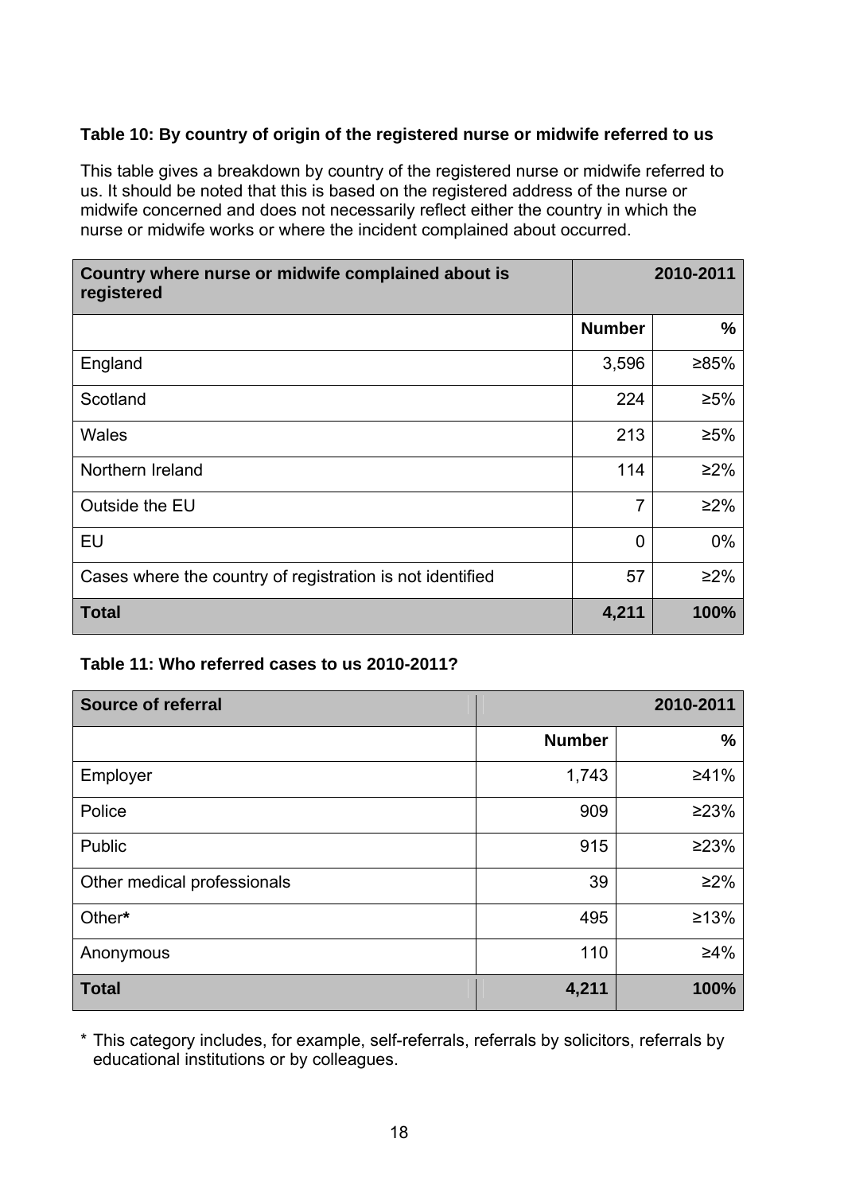**Table 10: By country of origin of the registered nurse or midwife referred to us**

This table gives a breakdown by country of the registered nurse or midwife referred to us. It should be noted that this is based on the registered address of the nurse or midwife concerned and does not necessarily reflect either the country in which the nurse or midwife works or where the incident complained about occurred.

| Country where nurse or midwife complained about is registered | 2010-2011 | |
|---|---|---|
| | **Number** | **%** |
| England | 3,596 | ≥85% |
| Scotland | 224 | ≥5% |
| Wales | 213 | ≥5% |
| Northern Ireland | 114 | ≥2% |
| Outside the EU | 7 | ≥2% |
| EU | 0 | 0% |
| Cases where the country of registration is not identified | 57 | ≥2% |
| **Total** | **4,211** | **100%** |

**Table 11: Who referred cases to us 2010-2011?**

| Source of referral | 2010-2011 | |
|---|---|---|
| | **Number** | **%** |
| Employer | 1,743 | ≥41% |
| Police | 909 | ≥23% |
| Public | 915 | ≥23% |
| Other medical professionals | 39 | ≥2% |
| Other* | 495 | ≥13% |
| Anonymous | 110 | ≥4% |
| **Total** | **4,211** | **100%** |

* This category includes, for example, self-referrals, referrals by solicitors, referrals by educational institutions or by colleagues.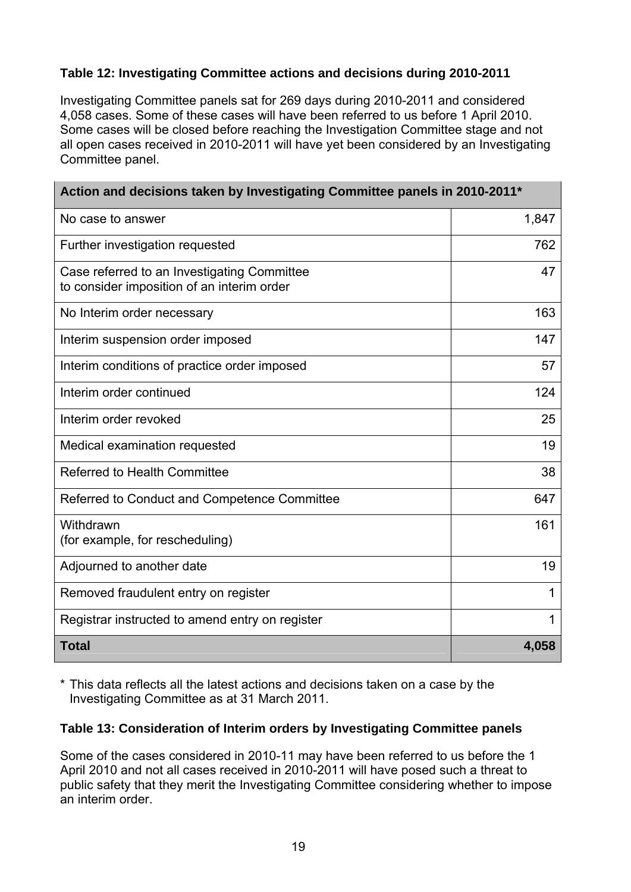### Table 12: Investigating Committee actions and decisions during 2010-2011

Investigating Committee panels sat for 269 days during 2010-2011 and considered 4,058 cases. Some of these cases will have been referred to us before 1 April 2010. Some cases will be closed before reaching the Investigation Committee stage and not all open cases received in 2010-2011 will have yet been considered by an Investigating Committee panel.

| Action and decisions taken by Investigating Committee panels in 2010-2011* | |
|---|---|
| No case to answer | 1,847 |
| Further investigation requested | 762 |
| Case referred to an Investigating Committee to consider imposition of an interim order | 47 |
| No Interim order necessary | 163 |
| Interim suspension order imposed | 147 |
| Interim conditions of practice order imposed | 57 |
| Interim order continued | 124 |
| Interim order revoked | 25 |
| Medical examination requested | 19 |
| Referred to Health Committee | 38 |
| Referred to Conduct and Competence Committee | 647 |
| Withdrawn (for example, for rescheduling) | 161 |
| Adjourned to another date | 19 |
| Removed fraudulent entry on register | 1 |
| Registrar instructed to amend entry on register | 1 |
| **Total** | **4,058** |

* This data reflects all the latest actions and decisions taken on a case by the Investigating Committee as at 31 March 2011.

### Table 13: Consideration of Interim orders by Investigating Committee panels

Some of the cases considered in 2010-11 may have been referred to us before the 1 April 2010 and not all cases received in 2010-2011 will have posed such a threat to public safety that they merit the Investigating Committee considering whether to impose an interim order.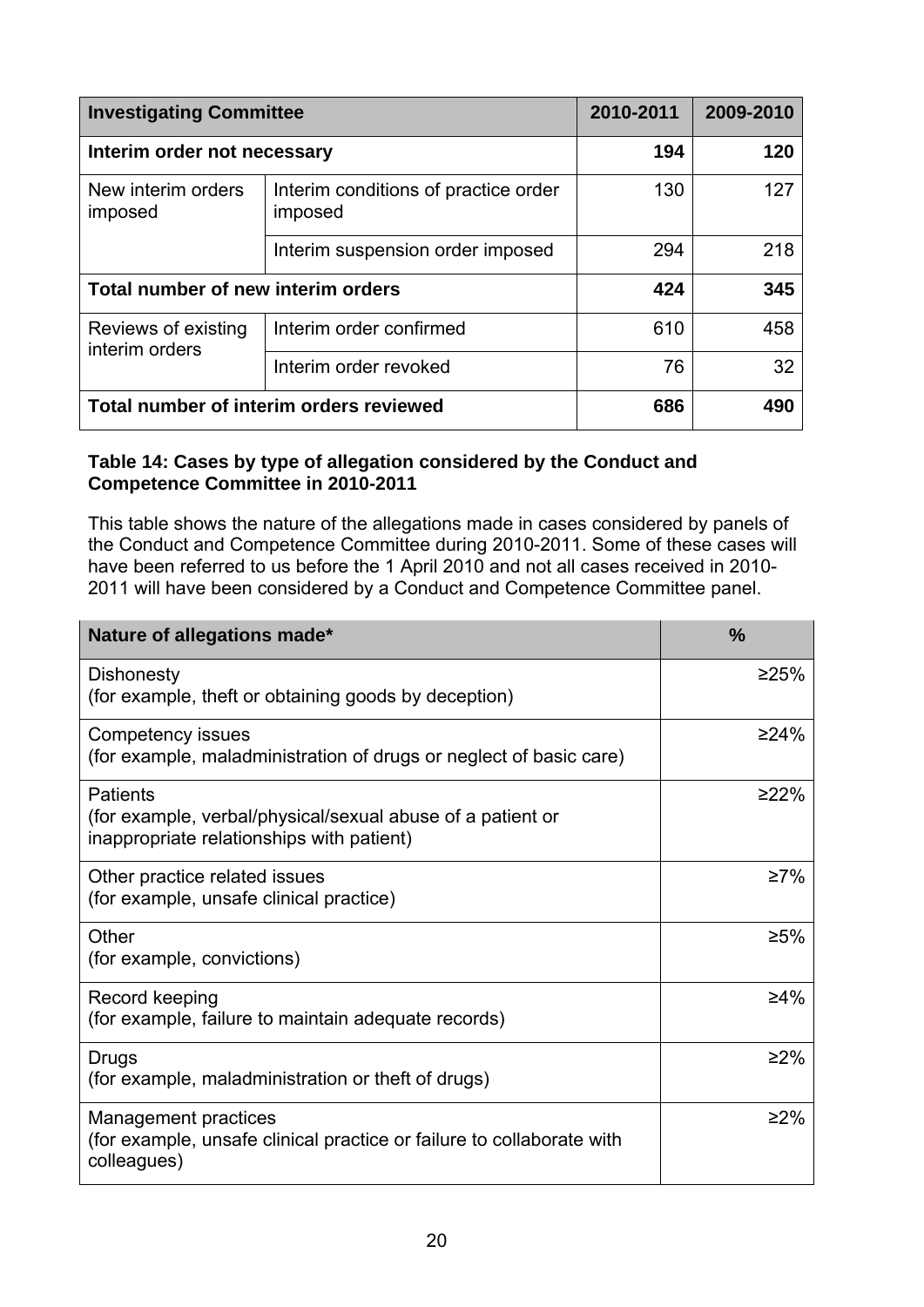| Investigating Committee | | 2010-2011 | 2009-2010 |
|---|---|---|---|
| **Interim order not necessary** | | **194** | **120** |
| New interim orders imposed | Interim conditions of practice order imposed | 130 | 127 |
| | Interim suspension order imposed | 294 | 218 |
| **Total number of new interim orders** | | **424** | **345** |
| Reviews of existing interim orders | Interim order confirmed | 610 | 458 |
| | Interim order revoked | 76 | 32 |
| **Total number of interim orders reviewed** | | **686** | **490** |

**Table 14: Cases by type of allegation considered by the Conduct and Competence Committee in 2010-2011**

This table shows the nature of the allegations made in cases considered by panels of the Conduct and Competence Committee during 2010-2011. Some of these cases will have been referred to us before the 1 April 2010 and not all cases received in 2010-2011 will have been considered by a Conduct and Competence Committee panel.

| Nature of allegations made* | % |
|---|---|
| Dishonesty (for example, theft or obtaining goods by deception) | ≥25% |
| Competency issues (for example, maladministration of drugs or neglect of basic care) | ≥24% |
| Patients (for example, verbal/physical/sexual abuse of a patient or inappropriate relationships with patient) | ≥22% |
| Other practice related issues (for example, unsafe clinical practice) | ≥7% |
| Other (for example, convictions) | ≥5% |
| Record keeping (for example, failure to maintain adequate records) | ≥4% |
| Drugs (for example, maladministration or theft of drugs) | ≥2% |
| Management practices (for example, unsafe clinical practice or failure to collaborate with colleagues) | ≥2% |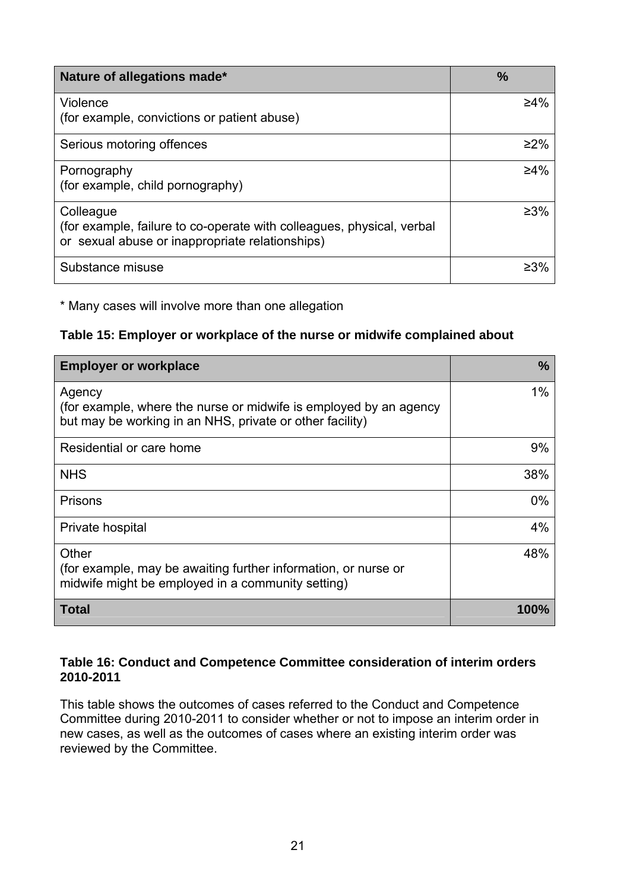| Nature of allegations made* | % |
|---|---|
| Violence<br>(for example, convictions or patient abuse) | ≥4% |
| Serious motoring offences | ≥2% |
| Pornography<br>(for example, child pornography) | ≥4% |
| Colleague<br>(for example, failure to co-operate with colleagues, physical, verbal or sexual abuse or inappropriate relationships) | ≥3% |
| Substance misuse | ≥3% |

* Many cases will involve more than one allegation

**Table 15: Employer or workplace of the nurse or midwife complained about**

| Employer or workplace | % |
|---|---|
| Agency<br>(for example, where the nurse or midwife is employed by an agency but may be working in an NHS, private or other facility) | 1% |
| Residential or care home | 9% |
| NHS | 38% |
| Prisons | 0% |
| Private hospital | 4% |
| Other<br>(for example, may be awaiting further information, or nurse or midwife might be employed in a community setting) | 48% |
| **Total** | **100%** |

**Table 16: Conduct and Competence Committee consideration of interim orders 2010-2011**

This table shows the outcomes of cases referred to the Conduct and Competence Committee during 2010-2011 to consider whether or not to impose an interim order in new cases, as well as the outcomes of cases where an existing interim order was reviewed by the Committee.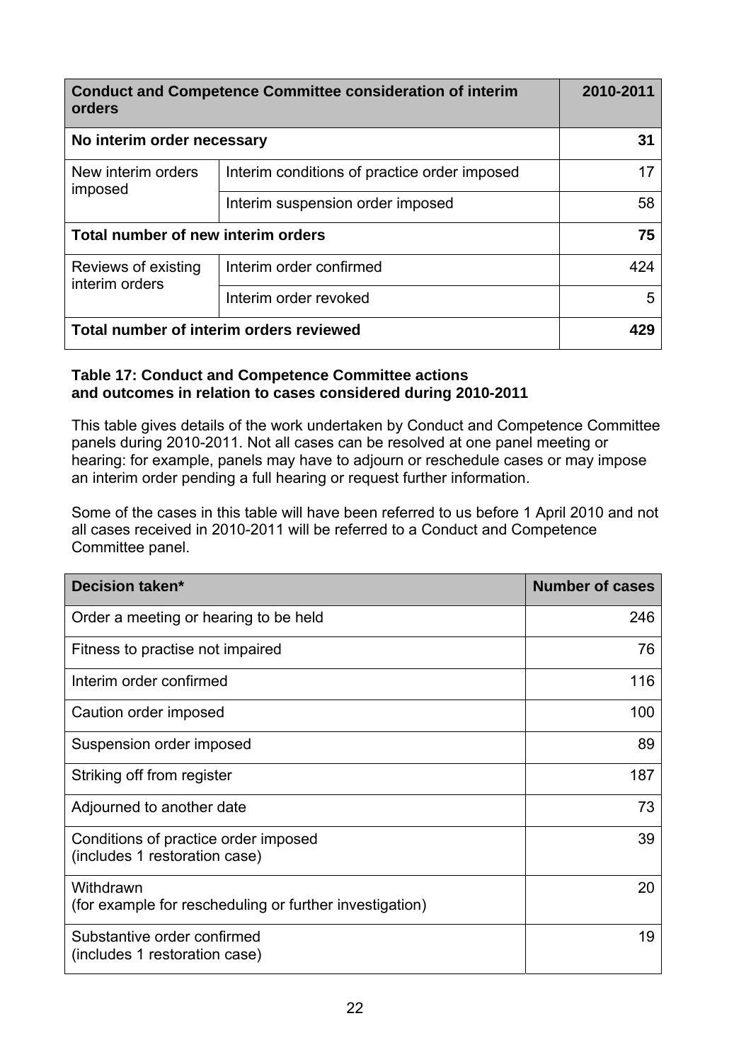| Conduct and Competence Committee consideration of interim orders | | 2010-2011 |
|---|---|---|
| **No interim order necessary** | | **31** |
| New interim orders imposed | Interim conditions of practice order imposed | 17 |
| | Interim suspension order imposed | 58 |
| **Total number of new interim orders** | | **75** |
| Reviews of existing interim orders | Interim order confirmed | 424 |
| | Interim order revoked | 5 |
| **Total number of interim orders reviewed** | | **429** |

**Table 17: Conduct and Competence Committee actions and outcomes in relation to cases considered during 2010-2011**

This table gives details of the work undertaken by Conduct and Competence Committee panels during 2010-2011. Not all cases can be resolved at one panel meeting or hearing: for example, panels may have to adjourn or reschedule cases or may impose an interim order pending a full hearing or request further information.

Some of the cases in this table will have been referred to us before 1 April 2010 and not all cases received in 2010-2011 will be referred to a Conduct and Competence Committee panel.

| Decision taken* | Number of cases |
|---|---|
| Order a meeting or hearing to be held | 246 |
| Fitness to practise not impaired | 76 |
| Interim order confirmed | 116 |
| Caution order imposed | 100 |
| Suspension order imposed | 89 |
| Striking off from register | 187 |
| Adjourned to another date | 73 |
| Conditions of practice order imposed (includes 1 restoration case) | 39 |
| Withdrawn (for example for rescheduling or further investigation) | 20 |
| Substantive order confirmed (includes 1 restoration case) | 19 |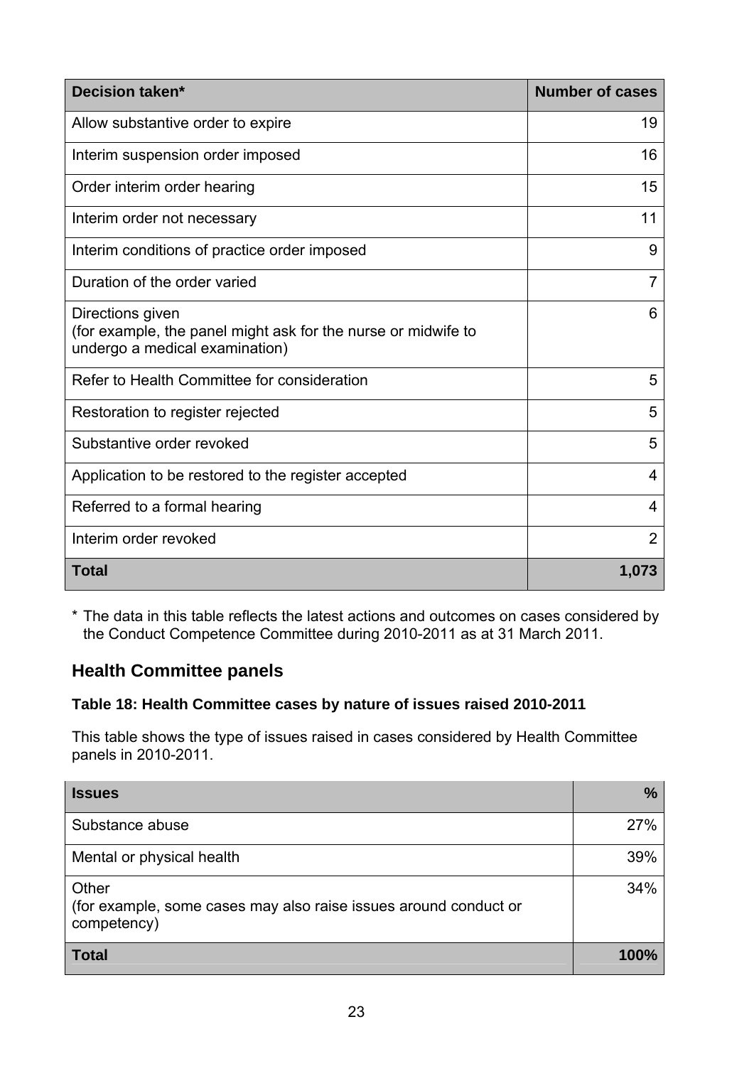| Decision taken* | Number of cases |
| --- | --- |
| Allow substantive order to expire | 19 |
| Interim suspension order imposed | 16 |
| Order interim order hearing | 15 |
| Interim order not necessary | 11 |
| Interim conditions of practice order imposed | 9 |
| Duration of the order varied | 7 |
| Directions given (for example, the panel might ask for the nurse or midwife to undergo a medical examination) | 6 |
| Refer to Health Committee for consideration | 5 |
| Restoration to register rejected | 5 |
| Substantive order revoked | 5 |
| Application to be restored to the register accepted | 4 |
| Referred to a formal hearing | 4 |
| Interim order revoked | 2 |
| **Total** | **1,073** |

\* The data in this table reflects the latest actions and outcomes on cases considered by the Conduct Competence Committee during 2010-2011 as at 31 March 2011.

## Health Committee panels

**Table 18: Health Committee cases by nature of issues raised 2010-2011**

This table shows the type of issues raised in cases considered by Health Committee panels in 2010-2011.

| Issues | % |
| --- | --- |
| Substance abuse | 27% |
| Mental or physical health | 39% |
| Other (for example, some cases may also raise issues around conduct or competency) | 34% |
| **Total** | **100%** |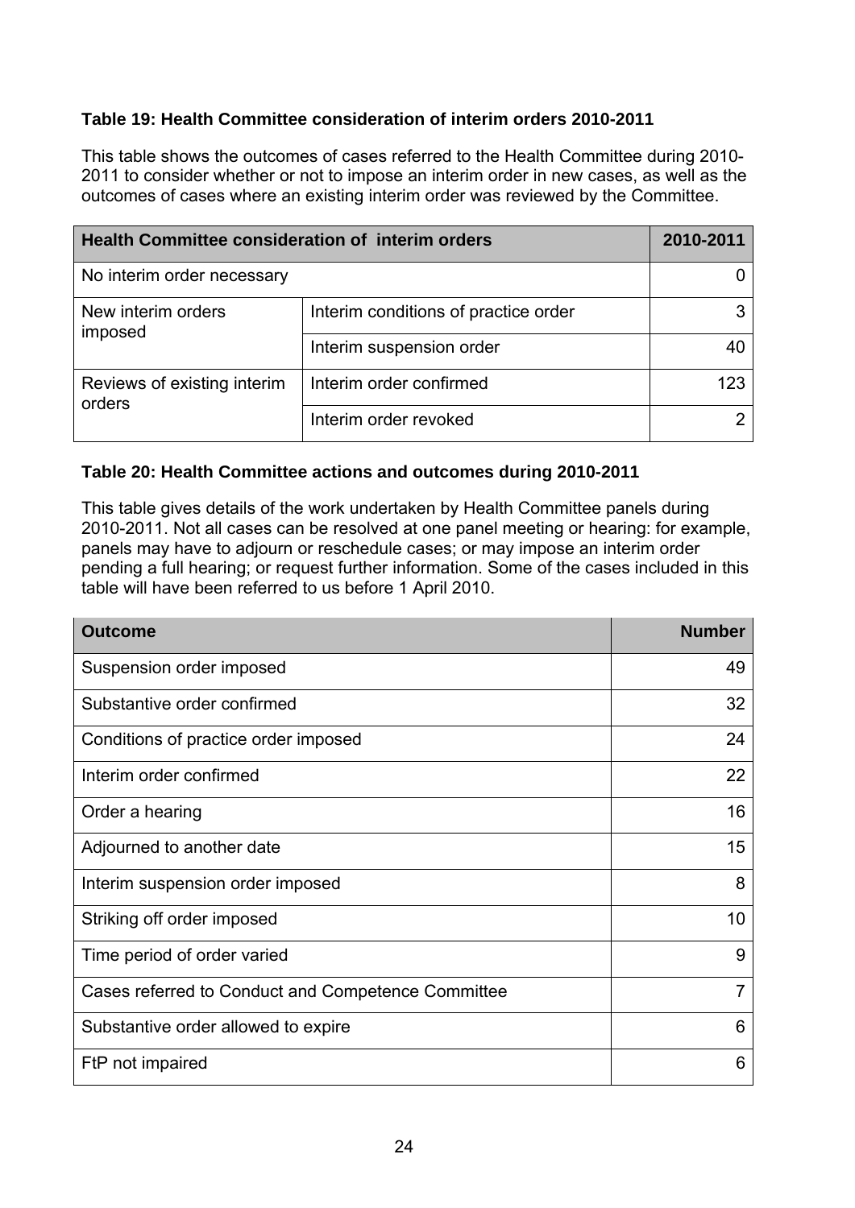**Table 19: Health Committee consideration of interim orders 2010-2011**

This table shows the outcomes of cases referred to the Health Committee during 2010-2011 to consider whether or not to impose an interim order in new cases, as well as the outcomes of cases where an existing interim order was reviewed by the Committee.

| Health Committee consideration of interim orders | | 2010-2011 |
|---|---|---|
| No interim order necessary | | 0 |
| New interim orders imposed | Interim conditions of practice order | 3 |
| | Interim suspension order | 40 |
| Reviews of existing interim orders | Interim order confirmed | 123 |
| | Interim order revoked | 2 |

**Table 20: Health Committee actions and outcomes during 2010-2011**

This table gives details of the work undertaken by Health Committee panels during 2010-2011. Not all cases can be resolved at one panel meeting or hearing: for example, panels may have to adjourn or reschedule cases; or may impose an interim order pending a full hearing; or request further information. Some of the cases included in this table will have been referred to us before 1 April 2010.

| Outcome | Number |
|---|---|
| Suspension order imposed | 49 |
| Substantive order confirmed | 32 |
| Conditions of practice order imposed | 24 |
| Interim order confirmed | 22 |
| Order a hearing | 16 |
| Adjourned to another date | 15 |
| Interim suspension order imposed | 8 |
| Striking off order imposed | 10 |
| Time period of order varied | 9 |
| Cases referred to Conduct and Competence Committee | 7 |
| Substantive order allowed to expire | 6 |
| FtP not impaired | 6 |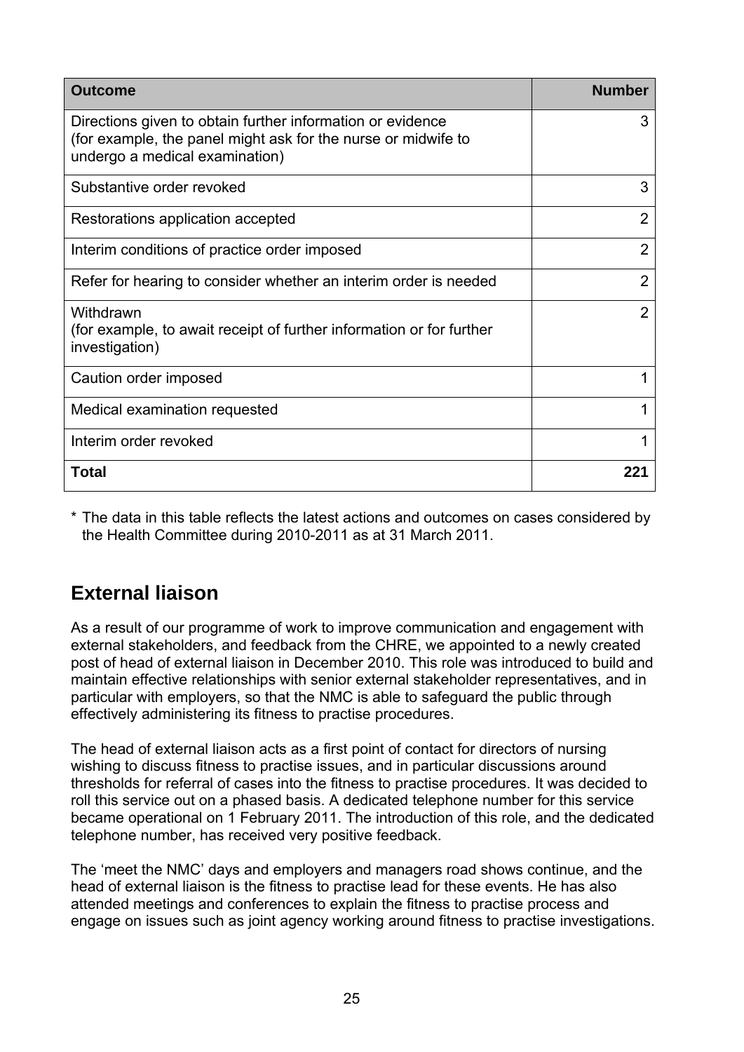| Outcome | Number |
|---|---|
| Directions given to obtain further information or evidence (for example, the panel might ask for the nurse or midwife to undergo a medical examination) | 3 |
| Substantive order revoked | 3 |
| Restorations application accepted | 2 |
| Interim conditions of practice order imposed | 2 |
| Refer for hearing to consider whether an interim order is needed | 2 |
| Withdrawn (for example, to await receipt of further information or for further investigation) | 2 |
| Caution order imposed | 1 |
| Medical examination requested | 1 |
| Interim order revoked | 1 |
| **Total** | **221** |

* The data in this table reflects the latest actions and outcomes on cases considered by the Health Committee during 2010-2011 as at 31 March 2011.

## External liaison

As a result of our programme of work to improve communication and engagement with external stakeholders, and feedback from the CHRE, we appointed to a newly created post of head of external liaison in December 2010. This role was introduced to build and maintain effective relationships with senior external stakeholder representatives, and in particular with employers, so that the NMC is able to safeguard the public through effectively administering its fitness to practise procedures.

The head of external liaison acts as a first point of contact for directors of nursing wishing to discuss fitness to practise issues, and in particular discussions around thresholds for referral of cases into the fitness to practise procedures. It was decided to roll this service out on a phased basis. A dedicated telephone number for this service became operational on 1 February 2011. The introduction of this role, and the dedicated telephone number, has received very positive feedback.

The 'meet the NMC' days and employers and managers road shows continue, and the head of external liaison is the fitness to practise lead for these events. He has also attended meetings and conferences to explain the fitness to practise process and engage on issues such as joint agency working around fitness to practise investigations.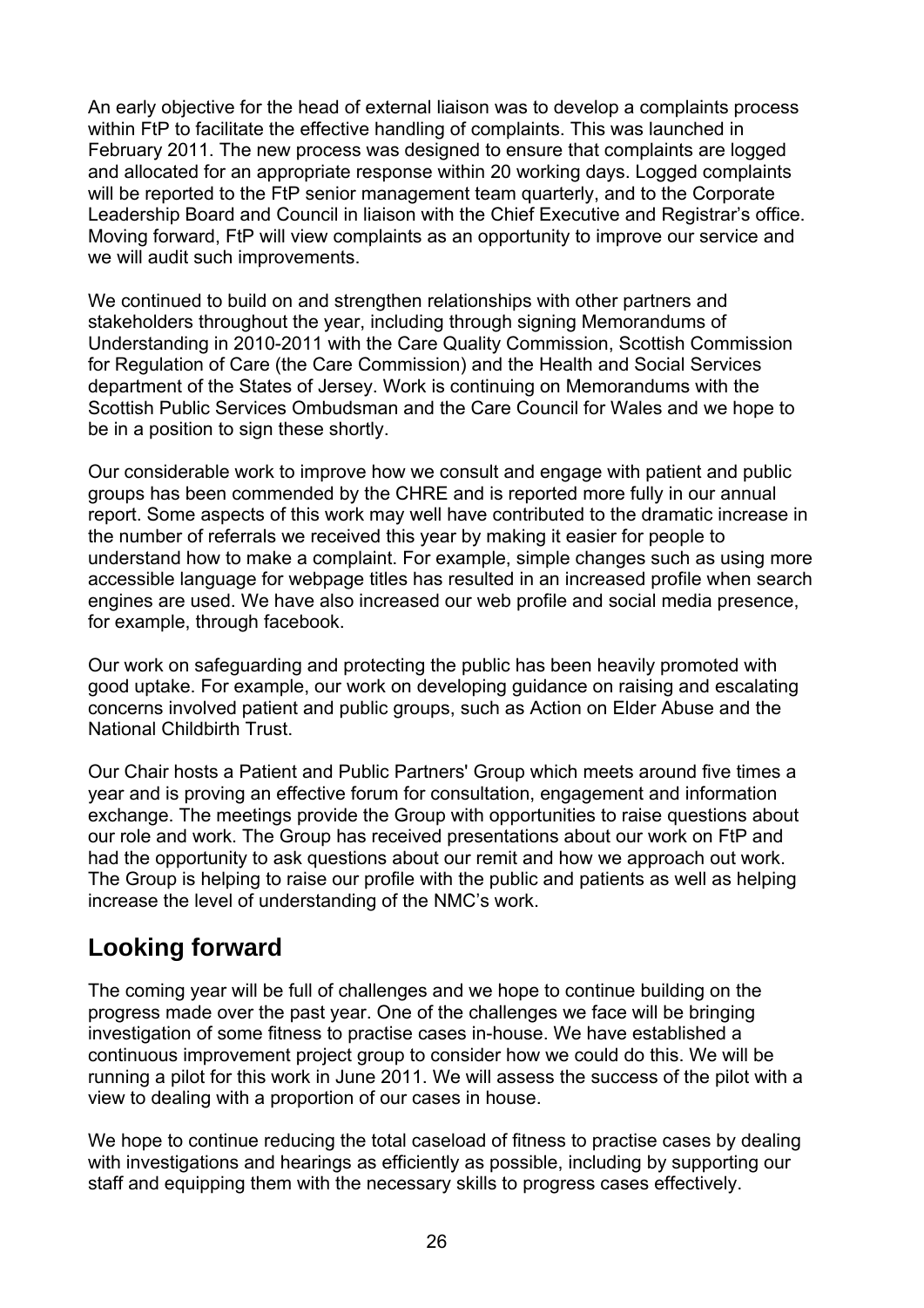An early objective for the head of external liaison was to develop a complaints process within FtP to facilitate the effective handling of complaints. This was launched in February 2011. The new process was designed to ensure that complaints are logged and allocated for an appropriate response within 20 working days. Logged complaints will be reported to the FtP senior management team quarterly, and to the Corporate Leadership Board and Council in liaison with the Chief Executive and Registrar's office. Moving forward, FtP will view complaints as an opportunity to improve our service and we will audit such improvements.

We continued to build on and strengthen relationships with other partners and stakeholders throughout the year, including through signing Memorandums of Understanding in 2010-2011 with the Care Quality Commission, Scottish Commission for Regulation of Care (the Care Commission) and the Health and Social Services department of the States of Jersey. Work is continuing on Memorandums with the Scottish Public Services Ombudsman and the Care Council for Wales and we hope to be in a position to sign these shortly.

Our considerable work to improve how we consult and engage with patient and public groups has been commended by the CHRE and is reported more fully in our annual report. Some aspects of this work may well have contributed to the dramatic increase in the number of referrals we received this year by making it easier for people to understand how to make a complaint. For example, simple changes such as using more accessible language for webpage titles has resulted in an increased profile when search engines are used. We have also increased our web profile and social media presence, for example, through facebook.

Our work on safeguarding and protecting the public has been heavily promoted with good uptake. For example, our work on developing guidance on raising and escalating concerns involved patient and public groups, such as Action on Elder Abuse and the National Childbirth Trust.

Our Chair hosts a Patient and Public Partners' Group which meets around five times a year and is proving an effective forum for consultation, engagement and information exchange. The meetings provide the Group with opportunities to raise questions about our role and work. The Group has received presentations about our work on FtP and had the opportunity to ask questions about our remit and how we approach out work. The Group is helping to raise our profile with the public and patients as well as helping increase the level of understanding of the NMC's work.

## Looking forward

The coming year will be full of challenges and we hope to continue building on the progress made over the past year. One of the challenges we face will be bringing investigation of some fitness to practise cases in-house. We have established a continuous improvement project group to consider how we could do this. We will be running a pilot for this work in June 2011. We will assess the success of the pilot with a view to dealing with a proportion of our cases in house.

We hope to continue reducing the total caseload of fitness to practise cases by dealing with investigations and hearings as efficiently as possible, including by supporting our staff and equipping them with the necessary skills to progress cases effectively.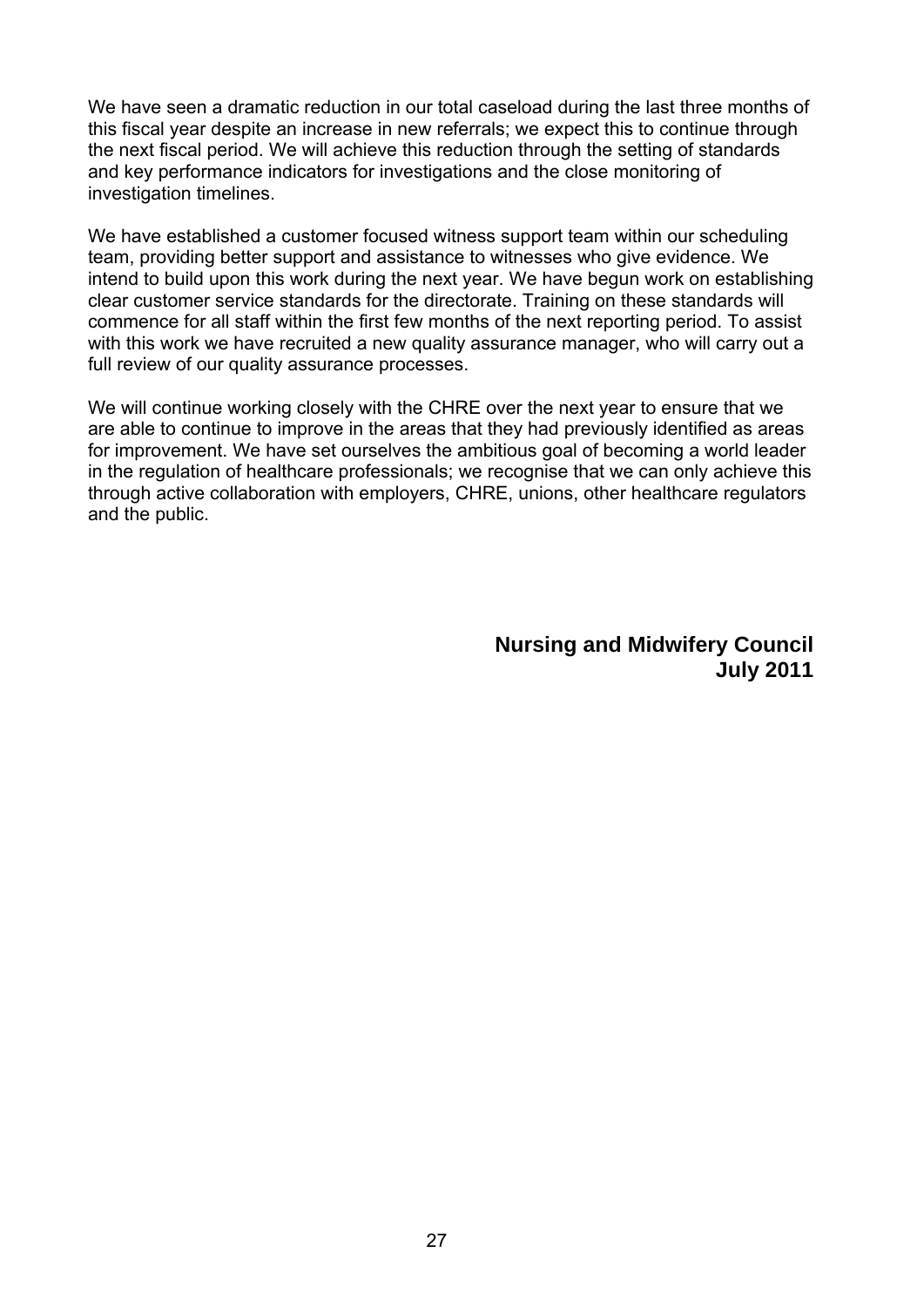We have seen a dramatic reduction in our total caseload during the last three months of this fiscal year despite an increase in new referrals; we expect this to continue through the next fiscal period. We will achieve this reduction through the setting of standards and key performance indicators for investigations and the close monitoring of investigation timelines.

We have established a customer focused witness support team within our scheduling team, providing better support and assistance to witnesses who give evidence. We intend to build upon this work during the next year. We have begun work on establishing clear customer service standards for the directorate. Training on these standards will commence for all staff within the first few months of the next reporting period. To assist with this work we have recruited a new quality assurance manager, who will carry out a full review of our quality assurance processes.

We will continue working closely with the CHRE over the next year to ensure that we are able to continue to improve in the areas that they had previously identified as areas for improvement. We have set ourselves the ambitious goal of becoming a world leader in the regulation of healthcare professionals; we recognise that we can only achieve this through active collaboration with employers, CHRE, unions, other healthcare regulators and the public.

**Nursing and Midwifery Council**
**July 2011**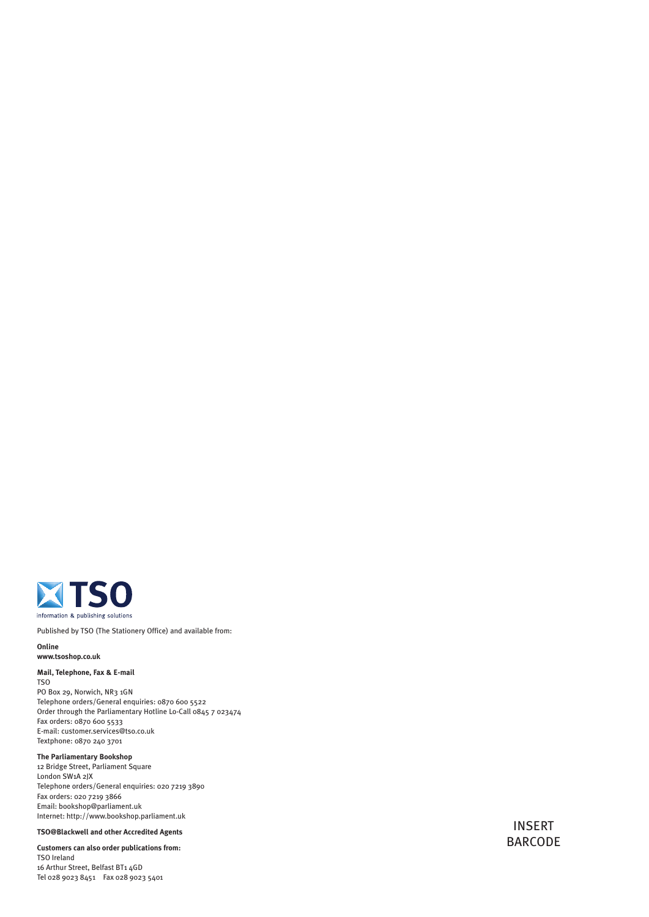TSO

information & publishing solutions

Published by TSO (The Stationery Office) and available from:

**Online**
**www.tsoshop.co.uk**

**Mail, Telephone, Fax & E-mail**
TSO
PO Box 29, Norwich, NR3 1GN
Telephone orders/General enquiries: 0870 600 5522
Order through the Parliamentary Hotline Lo-Call 0845 7 023474
Fax orders: 0870 600 5533
E-mail: customer.services@tso.co.uk
Textphone: 0870 240 3701

**The Parliamentary Bookshop**
12 Bridge Street, Parliament Square
London SW1A 2JX
Telephone orders/General enquiries: 020 7219 3890
Fax orders: 020 7219 3866
Email: bookshop@parliament.uk
Internet: http://www.bookshop.parliament.uk

**TSO@Blackwell and other Accredited Agents**

**Customers can also order publications from:**
TSO Ireland
16 Arthur Street, Belfast BT1 4GD
Tel 028 9023 8451 Fax 028 9023 5401

INSERT
BARCODE